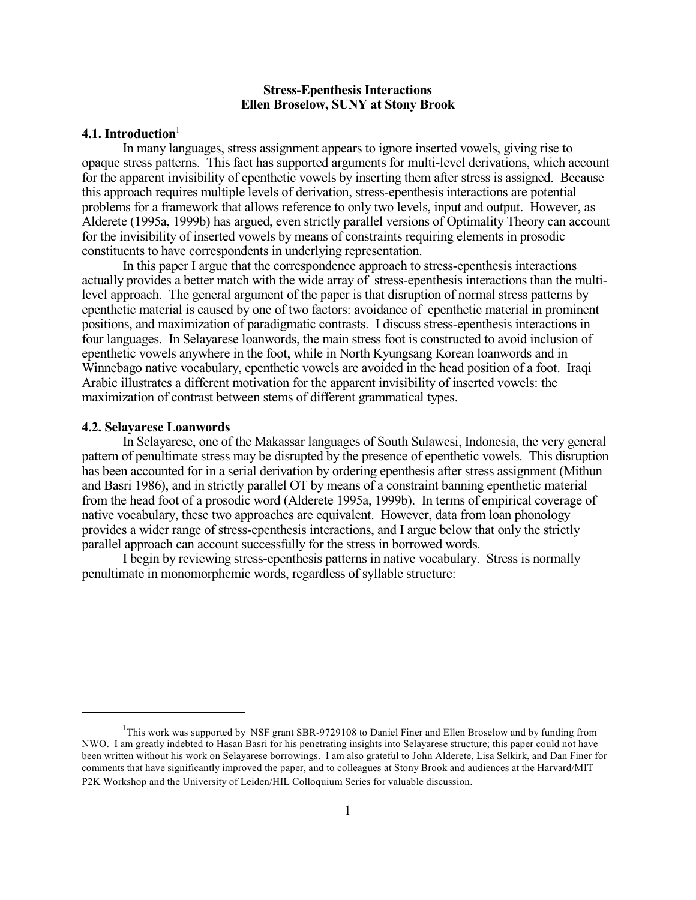**Stress-Epenthesis Interactions**
**Ellen Broselow, SUNY at Stony Brook**

## 4.1. Introduction[1]

In many languages, stress assignment appears to ignore inserted vowels, giving rise to opaque stress patterns. This fact has supported arguments for multi-level derivations, which account for the apparent invisibility of epenthetic vowels by inserting them after stress is assigned. Because this approach requires multiple levels of derivation, stress-epenthesis interactions are potential problems for a framework that allows reference to only two levels, input and output. However, as Alderete (1995a, 1999b) has argued, even strictly parallel versions of Optimality Theory can account for the invisibility of inserted vowels by means of constraints requiring elements in prosodic constituents to have correspondents in underlying representation.

In this paper I argue that the correspondence approach to stress-epenthesis interactions actually provides a better match with the wide array of stress-epenthesis interactions than the multi-level approach. The general argument of the paper is that disruption of normal stress patterns by epenthetic material is caused by one of two factors: avoidance of epenthetic material in prominent positions, and maximization of paradigmatic contrasts. I discuss stress-epenthesis interactions in four languages. In Selayarese loanwords, the main stress foot is constructed to avoid inclusion of epenthetic vowels anywhere in the foot, while in North Kyungsang Korean loanwords and in Winnebago native vocabulary, epenthetic vowels are avoided in the head position of a foot. Iraqi Arabic illustrates a different motivation for the apparent invisibility of inserted vowels: the maximization of contrast between stems of different grammatical types.

## 4.2. Selayarese Loanwords

In Selayarese, one of the Makassar languages of South Sulawesi, Indonesia, the very general pattern of penultimate stress may be disrupted by the presence of epenthetic vowels. This disruption has been accounted for in a serial derivation by ordering epenthesis after stress assignment (Mithun and Basri 1986), and in strictly parallel OT by means of a constraint banning epenthetic material from the head foot of a prosodic word (Alderete 1995a, 1999b). In terms of empirical coverage of native vocabulary, these two approaches are equivalent. However, data from loan phonology provides a wider range of stress-epenthesis interactions, and I argue below that only the strictly parallel approach can account successfully for the stress in borrowed words.

I begin by reviewing stress-epenthesis patterns in native vocabulary. Stress is normally penultimate in monomorphemic words, regardless of syllable structure:

---

[1] This work was supported by NSF grant SBR-9729108 to Daniel Finer and Ellen Broselow and by funding from NWO. I am greatly indebted to Hasan Basri for his penetrating insights into Selayarese structure; this paper could not have been written without his work on Selayarese borrowings. I am also grateful to John Alderete, Lisa Selkirk, and Dan Finer for comments that have significantly improved the paper, and to colleagues at Stony Brook and audiences at the Harvard/MIT P2K Workshop and the University of Leiden/HIL Colloquium Series for valuable discussion.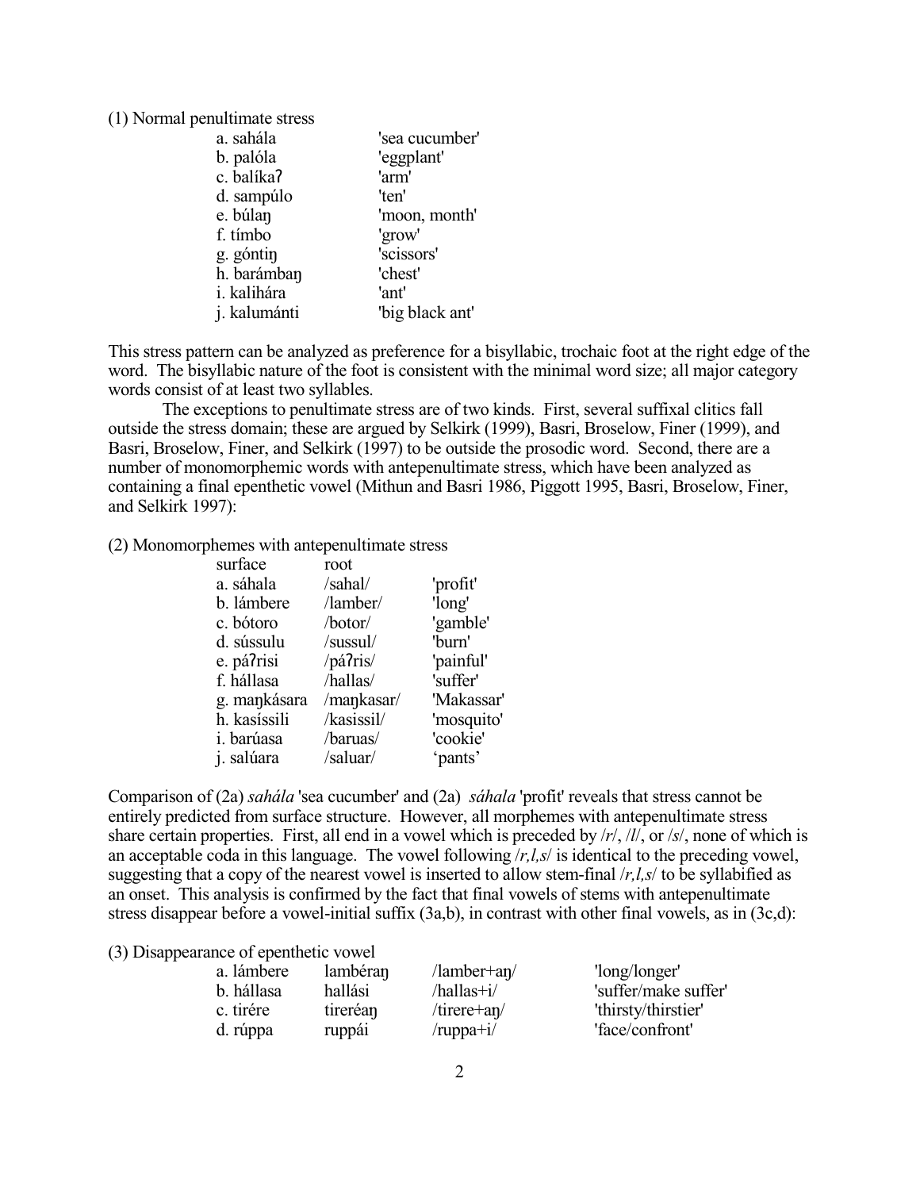(1) Normal penultimate stress

| | |
|---|---|
| a. sahála | 'sea cucumber' |
| b. palóla | 'eggplant' |
| c. balíkaʔ | 'arm' |
| d. sampúlo | 'ten' |
| e. búlaŋ | 'moon, month' |
| f. tímbo | 'grow' |
| g. góntiŋ | 'scissors' |
| h. barámbaŋ | 'chest' |
| i. kalihára | 'ant' |
| j. kalumánti | 'big black ant' |

This stress pattern can be analyzed as preference for a bisyllabic, trochaic foot at the right edge of the word. The bisyllabic nature of the foot is consistent with the minimal word size; all major category words consist of at least two syllables.

The exceptions to penultimate stress are of two kinds. First, several suffixal clitics fall outside the stress domain; these are argued by Selkirk (1999), Basri, Broselow, Finer (1999), and Basri, Broselow, Finer, and Selkirk (1997) to be outside the prosodic word. Second, there are a number of monomorphemic words with antepenultimate stress, which have been analyzed as containing a final epenthetic vowel (Mithun and Basri 1986, Piggott 1995, Basri, Broselow, Finer, and Selkirk 1997):

(2) Monomorphemes with antepenultimate stress

| surface | root | |
|---|---|---|
| a. sáhala | /sahal/ | 'profit' |
| b. lámbere | /lamber/ | 'long' |
| c. bótoro | /botor/ | 'gamble' |
| d. sússulu | /sussul/ | 'burn' |
| e. páʔrisi | /páʔris/ | 'painful' |
| f. hállasa | /hallas/ | 'suffer' |
| g. maŋkásara | /maŋkasar/ | 'Makassar' |
| h. kasíssili | /kasissil/ | 'mosquito' |
| i. barúasa | /baruas/ | 'cookie' |
| j. salúara | /saluar/ | 'pants' |

Comparison of (2a) *sahála* 'sea cucumber' and (2a) *sáhala* 'profit' reveals that stress cannot be entirely predicted from surface structure. However, all morphemes with antepenultimate stress share certain properties. First, all end in a vowel which is preceded by /*r*/, /*l*/, or /*s*/, none of which is an acceptable coda in this language. The vowel following /*r,l,s*/ is identical to the preceding vowel, suggesting that a copy of the nearest vowel is inserted to allow stem-final /*r,l,s*/ to be syllabified as an onset. This analysis is confirmed by the fact that final vowels of stems with antepenultimate stress disappear before a vowel-initial suffix (3a,b), in contrast with other final vowels, as in (3c,d):

(3) Disappearance of epenthetic vowel

| | | | |
|---|---|---|---|
| a. lámbere | lambéraŋ | /lamber+aŋ/ | 'long/longer' |
| b. hállasa | hallási | /hallas+i/ | 'suffer/make suffer' |
| c. tirére | tireréaŋ | /tirere+aŋ/ | 'thirsty/thirstier' |
| d. rúppa | ruppái | /ruppa+i/ | 'face/confront' |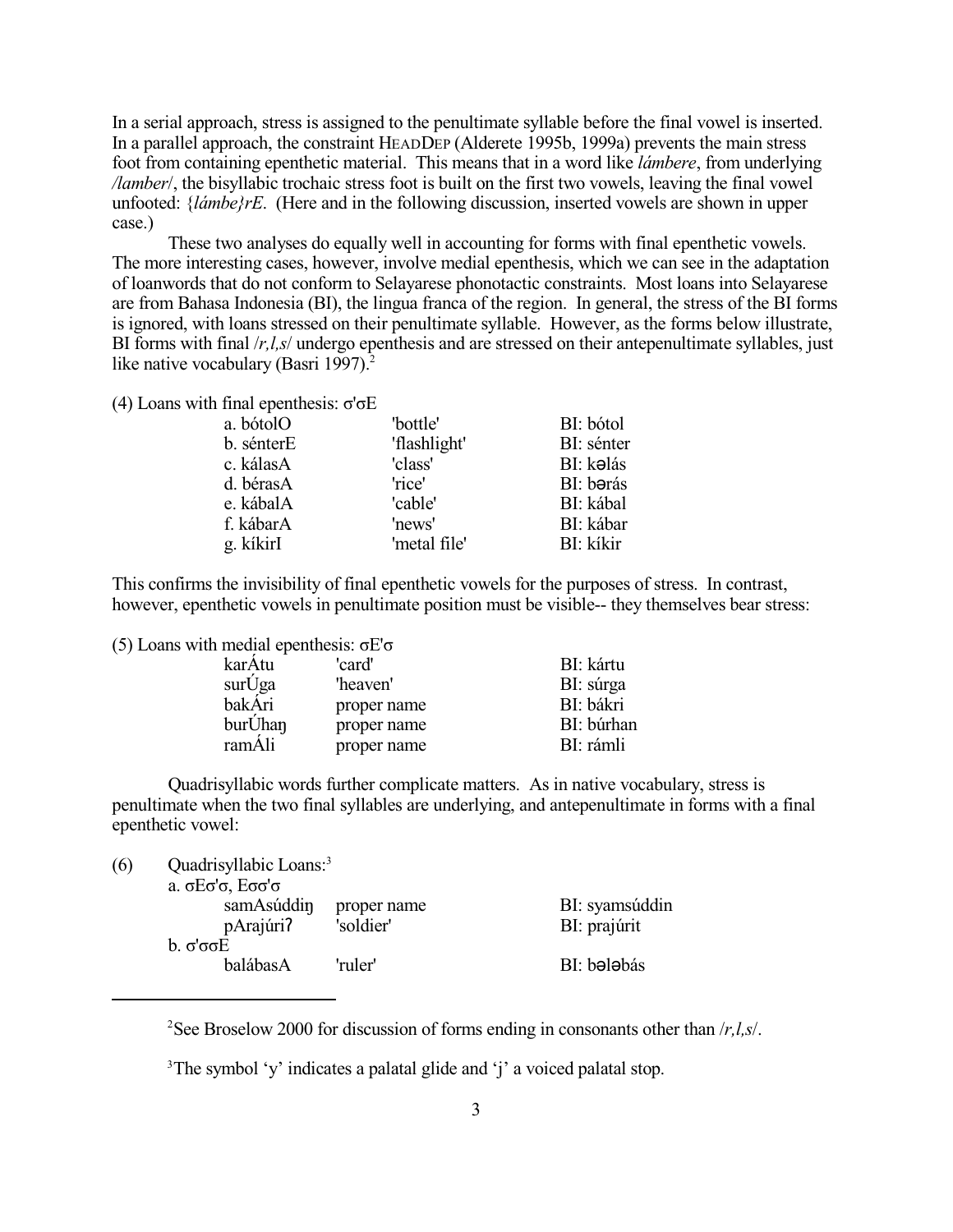In a serial approach, stress is assigned to the penultimate syllable before the final vowel is inserted. In a parallel approach, the constraint HEADDEP (Alderete 1995b, 1999a) prevents the main stress foot from containing epenthetic material. This means that in a word like *lámbere*, from underlying */lamber/*, the bisyllabic trochaic stress foot is built on the first two vowels, leaving the final vowel unfooted: {*lámbe}rE*. (Here and in the following discussion, inserted vowels are shown in upper case.)

These two analyses do equally well in accounting for forms with final epenthetic vowels. The more interesting cases, however, involve medial epenthesis, which we can see in the adaptation of loanwords that do not conform to Selayarese phonotactic constraints. Most loans into Selayarese are from Bahasa Indonesia (BI), the lingua franca of the region. In general, the stress of the BI forms is ignored, with loans stressed on their penultimate syllable. However, as the forms below illustrate, BI forms with final /*r,l,s*/ undergo epenthesis and are stressed on their antepenultimate syllables, just like native vocabulary (Basri 1997).[2]

(4) Loans with final epenthesis: σ'σE

| | | |
|---|---|---|
| a. bótolO | 'bottle' | BI: bótol |
| b. sénterE | 'flashlight' | BI: sénter |
| c. kálasA | 'class' | BI: kəlás |
| d. bérasA | 'rice' | BI: bərás |
| e. kábalA | 'cable' | BI: kábal |
| f. kábarA | 'news' | BI: kábar |
| g. kíkirI | 'metal file' | BI: kíkir |

This confirms the invisibility of final epenthetic vowels for the purposes of stress. In contrast, however, epenthetic vowels in penultimate position must be visible-- they themselves bear stress:

(5) Loans with medial epenthesis: σE'σ

| | | |
|---|---|---|
| karÁtu | 'card' | BI: kártu |
| surÚga | 'heaven' | BI: súrga |
| bakÁri | proper name | BI: bákri |
| burÚhaŋ | proper name | BI: búrhan |
| ramÁli | proper name | BI: rámli |

Quadrisyllabic words further complicate matters. As in native vocabulary, stress is penultimate when the two final syllables are underlying, and antepenultimate in forms with a final epenthetic vowel:

(6) Quadrisyllabic Loans:[3]

a. σEσ'σ, Eσσ'σ

| | | |
|---|---|---|
| samAsúddiŋ | proper name | BI: syamsúddin |
| pArajúriʔ | 'soldier' | BI: prajúrit |

b. σ'σσE

| | | |
|---|---|---|
| balábasA | 'ruler' | BI: bələbás |

[2] See Broselow 2000 for discussion of forms ending in consonants other than /*r,l,s*/.

[3] The symbol 'y' indicates a palatal glide and 'j' a voiced palatal stop.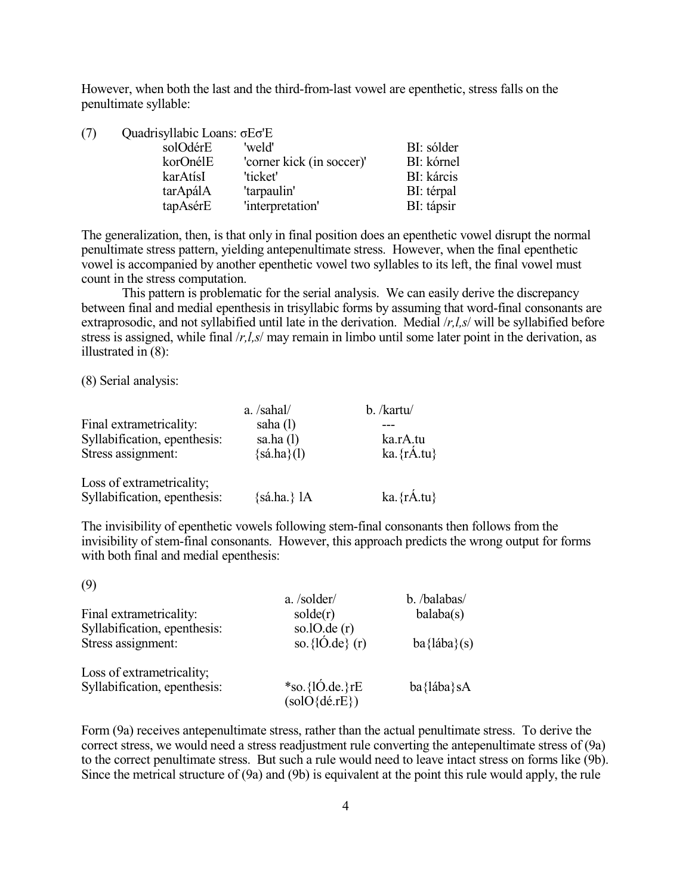However, when both the last and the third-from-last vowel are epenthetic, stress falls on the penultimate syllable:

(7) Quadrisyllabic Loans: σEσ'E

| | | |
|---|---|---|
| solOdérE | 'weld' | BI: sólder |
| korOnélE | 'corner kick (in soccer)' | BI: kórnel |
| karAtísI | 'ticket' | BI: kárcis |
| tarApálA | 'tarpaulin' | BI: térpal |
| tapAsérE | 'interpretation' | BI: tápsir |

The generalization, then, is that only in final position does an epenthetic vowel disrupt the normal penultimate stress pattern, yielding antepenultimate stress. However, when the final epenthetic vowel is accompanied by another epenthetic vowel two syllables to its left, the final vowel must count in the stress computation.

This pattern is problematic for the serial analysis. We can easily derive the discrepancy between final and medial epenthesis in trisyllabic forms by assuming that word-final consonants are extraprosodic, and not syllabified until late in the derivation. Medial /*r,l,s*/ will be syllabified before stress is assigned, while final /*r,l,s*/ may remain in limbo until some later point in the derivation, as illustrated in (8):

(8) Serial analysis:

| | a. /sahal/ | b. /kartu/ |
|---|---|---|
| Final extrametricality: | saha (l) | --- |
| Syllabification, epenthesis: | sa.ha (l) | ka.rA.tu |
| Stress assignment: | {sá.ha}(l) | ka.{rÁ.tu} |
| Loss of extrametricality; Syllabification, epenthesis: | {sá.ha.} lA | ka.{rÁ.tu} |

The invisibility of epenthetic vowels following stem-final consonants then follows from the invisibility of stem-final consonants. However, this approach predicts the wrong output for forms with both final and medial epenthesis:

(9)

| | a. /solder/ | b. /balabas/ |
|---|---|---|
| Final extrametricality: | solde(r) | balaba(s) |
| Syllabification, epenthesis: | so.lO.de (r) | |
| Stress assignment: | so.{lÓ.de} (r) | ba{lába}(s) |
| Loss of extrametricality; Syllabification, epenthesis: | *so.{lÓ.de.}rE (solO{dé.rE}) | ba{lába}sA |

Form (9a) receives antepenultimate stress, rather than the actual penultimate stress. To derive the correct stress, we would need a stress readjustment rule converting the antepenultimate stress of (9a) to the correct penultimate stress. But such a rule would need to leave intact stress on forms like (9b). Since the metrical structure of (9a) and (9b) is equivalent at the point this rule would apply, the rule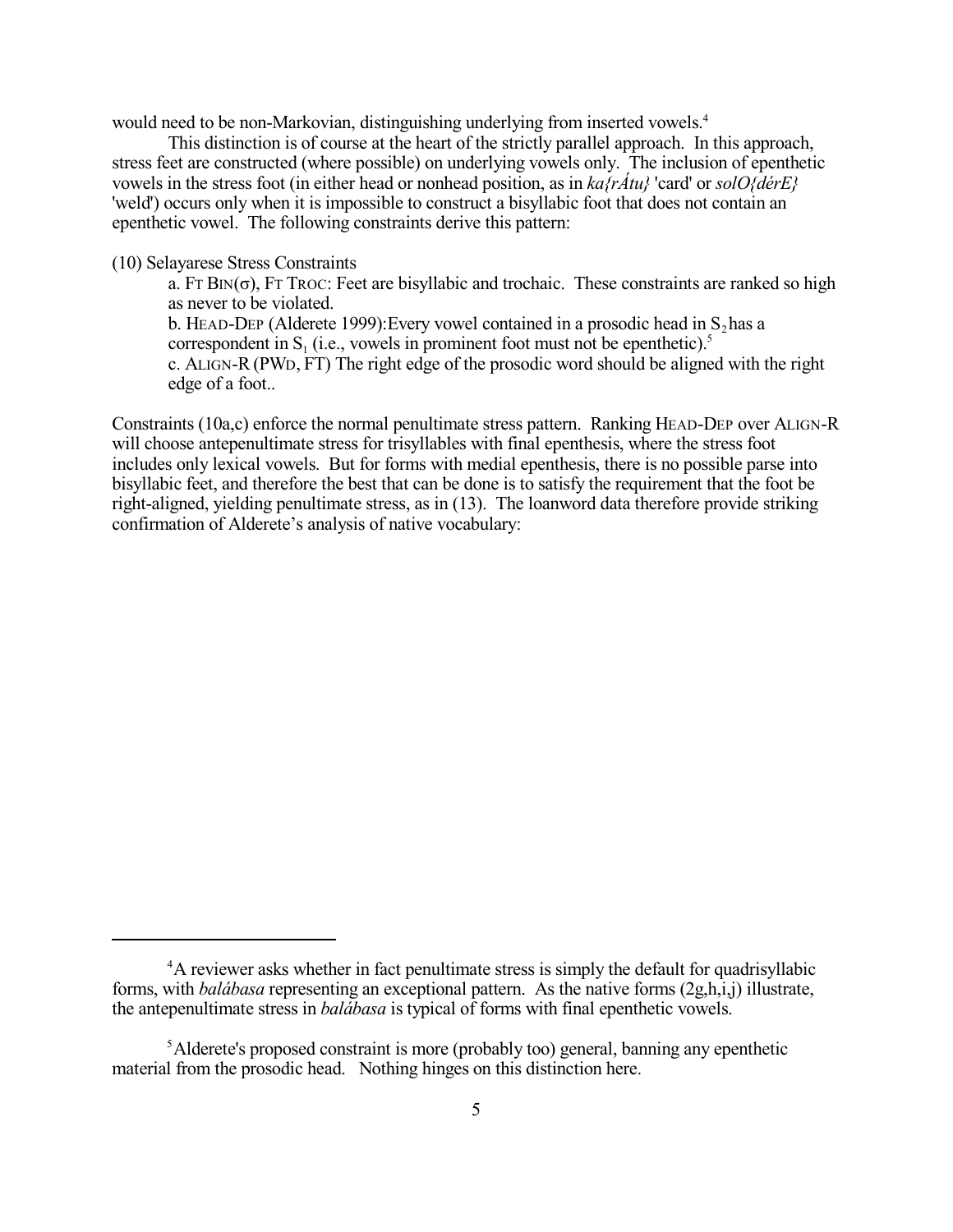would need to be non-Markovian, distinguishing underlying from inserted vowels.[4]

This distinction is of course at the heart of the strictly parallel approach. In this approach, stress feet are constructed (where possible) on underlying vowels only. The inclusion of epenthetic vowels in the stress foot (in either head or nonhead position, as in *ka{rÁtu}* 'card' or *solO{dérE}* 'weld') occurs only when it is impossible to construct a bisyllabic foot that does not contain an epenthetic vowel. The following constraints derive this pattern:

(10) Selayarese Stress Constraints

a. FT BIN(σ), FT TROC: Feet are bisyllabic and trochaic. These constraints are ranked so high as never to be violated.

b. HEAD-DEP (Alderete 1999): Every vowel contained in a prosodic head in $S_2$ has a correspondent in $S_1$ (i.e., vowels in prominent foot must not be epenthetic).[5]

c. ALIGN-R (PWD, FT) The right edge of the prosodic word should be aligned with the right edge of a foot..

Constraints (10a,c) enforce the normal penultimate stress pattern. Ranking HEAD-DEP over ALIGN-R will choose antepenultimate stress for trisyllables with final epenthesis, where the stress foot includes only lexical vowels. But for forms with medial epenthesis, there is no possible parse into bisyllabic feet, and therefore the best that can be done is to satisfy the requirement that the foot be right-aligned, yielding penultimate stress, as in (13). The loanword data therefore provide striking confirmation of Alderete's analysis of native vocabulary:

---

[4] A reviewer asks whether in fact penultimate stress is simply the default for quadrisyllabic forms, with *balábasa* representing an exceptional pattern. As the native forms (2g,h,i,j) illustrate, the antepenultimate stress in *balábasa* is typical of forms with final epenthetic vowels.

[5] Alderete's proposed constraint is more (probably too) general, banning any epenthetic material from the prosodic head. Nothing hinges on this distinction here.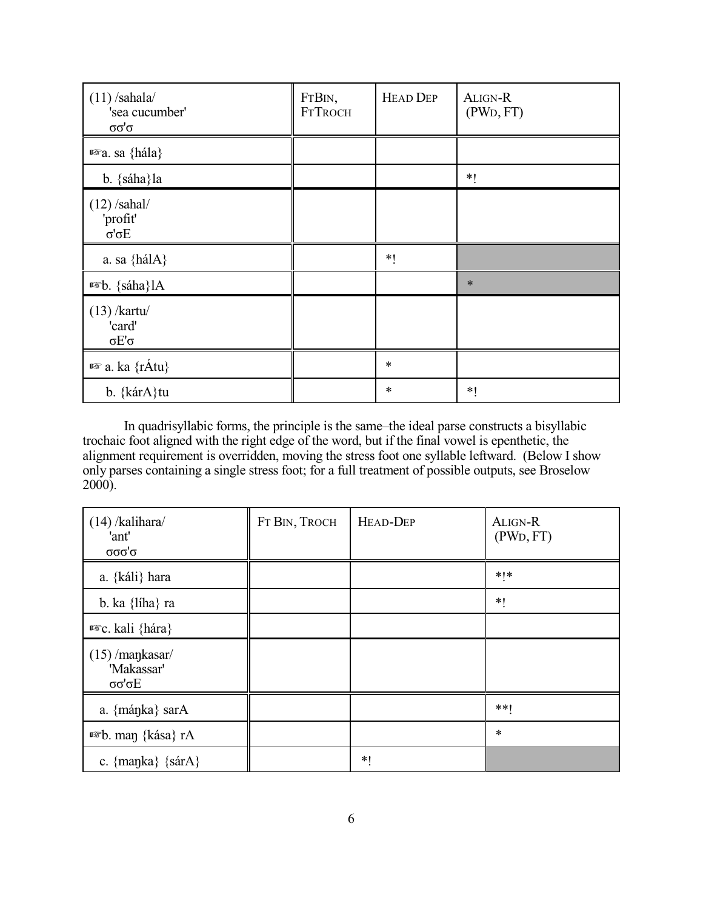| (11) /sahala/ 'sea cucumber' σσ'σ | FTBIN, FTTROCH | HEAD DEP | ALIGN-R (PWD, FT) |
|---|---|---|---|
| ☞a. sa {hála} | | | |
| b. {sáha}la | | | *! |
| (12) /sahal/ 'profit' σ'σE | | | |
| a. sa {hálA} | | *! | |
| ☞b. {sáha}lA | | | * |
| (13) /kartu/ 'card' σE'σ | | | |
| ☞ a. ka {rÁtu} | | * | |
| b. {kárA}tu | | * | *! |

In quadrisyllabic forms, the principle is the same–the ideal parse constructs a bisyllabic trochaic foot aligned with the right edge of the word, but if the final vowel is epenthetic, the alignment requirement is overridden, moving the stress foot one syllable leftward. (Below I show only parses containing a single stress foot; for a full treatment of possible outputs, see Broselow 2000).

| (14) /kalihara/ 'ant' σσσ'σ | FT BIN, TROCH | HEAD-DEP | ALIGN-R (PWD, FT) |
|---|---|---|---|
| a. {káli} hara | | | *!* |
| b. ka {líha} ra | | | *! |
| ☞c. kali {hára} | | | |
| (15) /maŋkasar/ 'Makassar' σσ'σE | | | |
| a. {máŋka} sarA | | | **! |
| ☞b. maŋ {kása} rA | | | * |
| c. {maŋka} {sárA} | | *! | |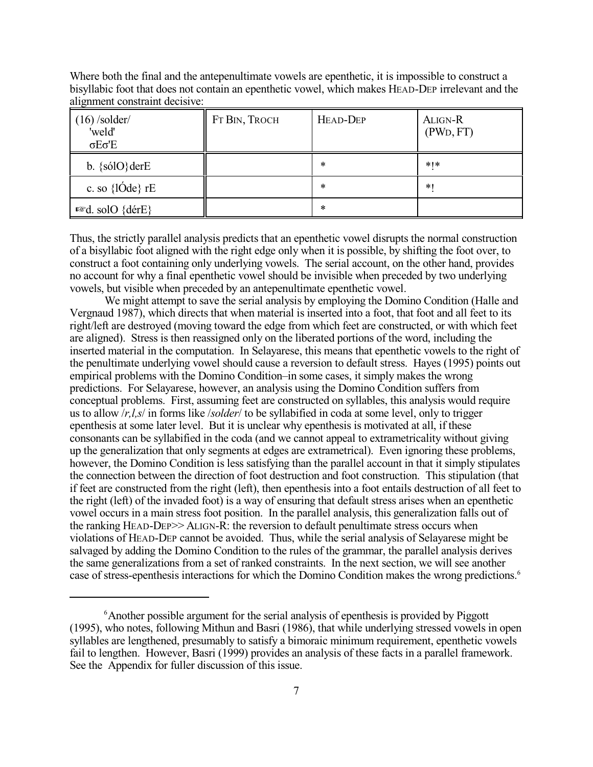Where both the final and the antepenultimate vowels are epenthetic, it is impossible to construct a bisyllabic foot that does not contain an epenthetic vowel, which makes HEAD-DEP irrelevant and the alignment constraint decisive:

| (16) /solder/ 'weld' σEσ'E | FT BIN, TROCH | HEAD-DEP | ALIGN-R (PWD, FT) |
|---|---|---|---|
| b. {sólO}derE | | * | *!* |
| c. so {lÓde} rE | | * | *! |
| ☞d. solO {dérE} | | * | |

Thus, the strictly parallel analysis predicts that an epenthetic vowel disrupts the normal construction of a bisyllabic foot aligned with the right edge only when it is possible, by shifting the foot over, to construct a foot containing only underlying vowels. The serial account, on the other hand, provides no account for why a final epenthetic vowel should be invisible when preceded by two underlying vowels, but visible when preceded by an antepenultimate epenthetic vowel.

We might attempt to save the serial analysis by employing the Domino Condition (Halle and Vergnaud 1987), which directs that when material is inserted into a foot, that foot and all feet to its right/left are destroyed (moving toward the edge from which feet are constructed, or with which feet are aligned). Stress is then reassigned only on the liberated portions of the word, including the inserted material in the computation. In Selayarese, this means that epenthetic vowels to the right of the penultimate underlying vowel should cause a reversion to default stress. Hayes (1995) points out empirical problems with the Domino Condition–in some cases, it simply makes the wrong predictions. For Selayarese, however, an analysis using the Domino Condition suffers from conceptual problems. First, assuming feet are constructed on syllables, this analysis would require us to allow /*r,l,s*/ in forms like /*solder*/ to be syllabified in coda at some level, only to trigger epenthesis at some later level. But it is unclear why epenthesis is motivated at all, if these consonants can be syllabified in the coda (and we cannot appeal to extrametricality without giving up the generalization that only segments at edges are extrametrical). Even ignoring these problems, however, the Domino Condition is less satisfying than the parallel account in that it simply stipulates the connection between the direction of foot destruction and foot construction. This stipulation (that if feet are constructed from the right (left), then epenthesis into a foot entails destruction of all feet to the right (left) of the invaded foot) is a way of ensuring that default stress arises when an epenthetic vowel occurs in a main stress foot position. In the parallel analysis, this generalization falls out of the ranking HEAD-DEP>> ALIGN-R: the reversion to default penultimate stress occurs when violations of HEAD-DEP cannot be avoided. Thus, while the serial analysis of Selayarese might be salvaged by adding the Domino Condition to the rules of the grammar, the parallel analysis derives the same generalizations from a set of ranked constraints. In the next section, we will see another case of stress-epenthesis interactions for which the Domino Condition makes the wrong predictions.[6]

---

[6] Another possible argument for the serial analysis of epenthesis is provided by Piggott (1995), who notes, following Mithun and Basri (1986), that while underlying stressed vowels in open syllables are lengthened, presumably to satisfy a bimoraic minimum requirement, epenthetic vowels fail to lengthen. However, Basri (1999) provides an analysis of these facts in a parallel framework. See the Appendix for fuller discussion of this issue.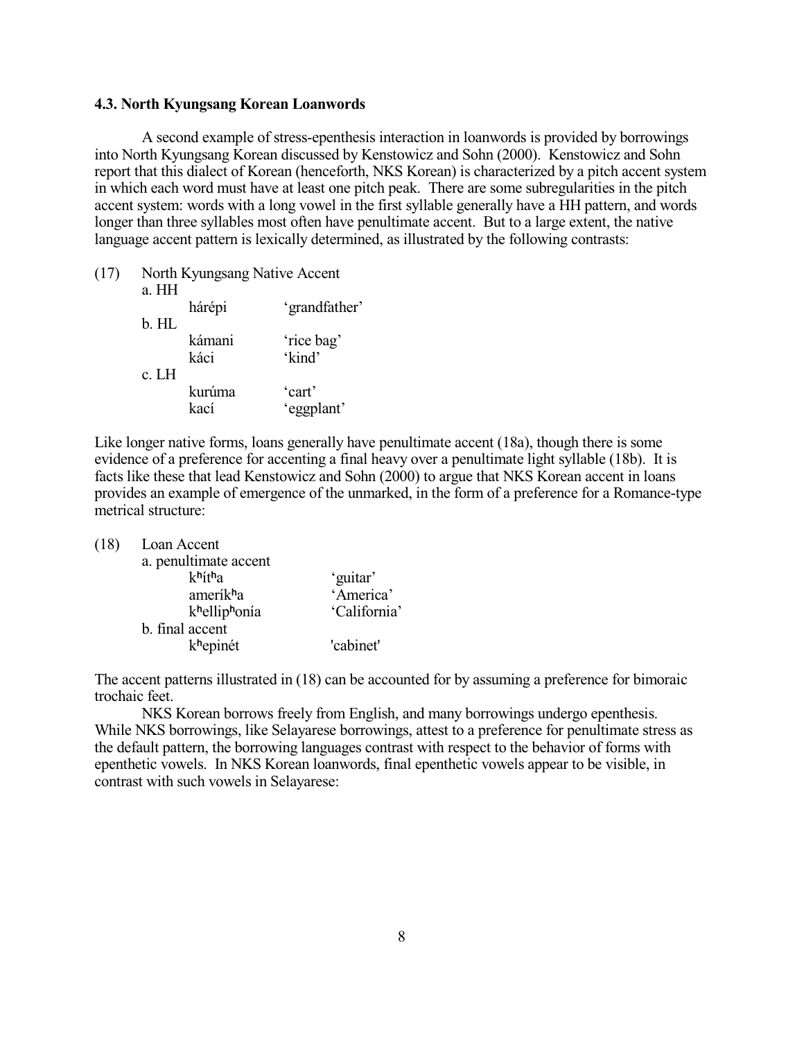### 4.3. North Kyungsang Korean Loanwords

A second example of stress-epenthesis interaction in loanwords is provided by borrowings into North Kyungsang Korean discussed by Kenstowicz and Sohn (2000). Kenstowicz and Sohn report that this dialect of Korean (henceforth, NKS Korean) is characterized by a pitch accent system in which each word must have at least one pitch peak. There are some subregularities in the pitch accent system: words with a long vowel in the first syllable generally have a HH pattern, and words longer than three syllables most often have penultimate accent. But to a large extent, the native language accent pattern is lexically determined, as illustrated by the following contrasts:

(17) North Kyungsang Native Accent

a. HH

| | |
|---|---|
| hárépi | 'grandfather' |

b. HL

| | |
|---|---|
| kámani | 'rice bag' |
| káci | 'kind' |

c. LH

| | |
|---|---|
| kurúma | 'cart' |
| kací | 'eggplant' |

Like longer native forms, loans generally have penultimate accent (18a), though there is some evidence of a preference for accenting a final heavy over a penultimate light syllable (18b). It is facts like these that lead Kenstowicz and Sohn (2000) to argue that NKS Korean accent in loans provides an example of emergence of the unmarked, in the form of a preference for a Romance-type metrical structure:

(18) Loan Accent

a. penultimate accent

| | |
|---|---|
| kʰítʰa | 'guitar' |
| amerílkʰa | 'America' |
| kʰellipʰonía | 'California' |

b. final accent

| | |
|---|---|
| kʰepinét | 'cabinet' |

The accent patterns illustrated in (18) can be accounted for by assuming a preference for bimoraic trochaic feet.

NKS Korean borrows freely from English, and many borrowings undergo epenthesis. While NKS borrowings, like Selayarese borrowings, attest to a preference for penultimate stress as the default pattern, the borrowing languages contrast with respect to the behavior of forms with epenthetic vowels. In NKS Korean loanwords, final epenthetic vowels appear to be visible, in contrast with such vowels in Selayarese: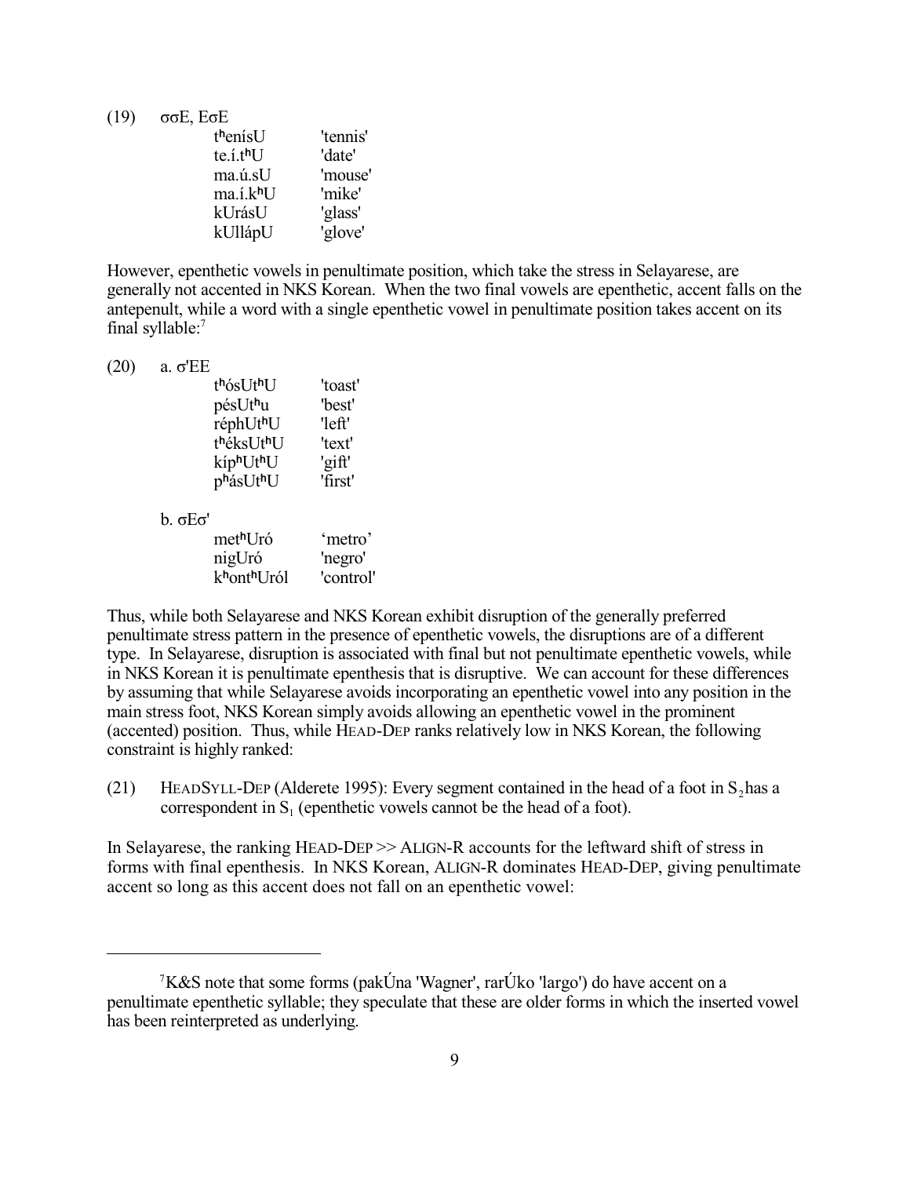(19) σσE, EσE

| | |
|---|---|
| tʰenísU | 'tennis' |
| te.í.tʰU | 'date' |
| ma.ú.sU | 'mouse' |
| ma.í.kʰU | 'mike' |
| kUrásU | 'glass' |
| kUllápU | 'glove' |

However, epenthetic vowels in penultimate position, which take the stress in Selayarese, are generally not accented in NKS Korean. When the two final vowels are epenthetic, accent falls on the antepenult, while a word with a single epenthetic vowel in penultimate position takes accent on its final syllable:[7]

(20) a. σ'EE

| | |
|---|---|
| tʰósUtʰU | 'toast' |
| pésUtʰu | 'best' |
| réphUtʰU | 'left' |
| tʰéksUtʰU | 'text' |
| kípʰUtʰU | 'gift' |
| pʰásUtʰU | 'first' |

b. σEσ'

| | |
|---|---|
| metʰUró | 'metro' |
| nigUró | 'negro' |
| kʰontʰUról | 'control' |

Thus, while both Selayarese and NKS Korean exhibit disruption of the generally preferred penultimate stress pattern in the presence of epenthetic vowels, the disruptions are of a different type. In Selayarese, disruption is associated with final but not penultimate epenthetic vowels, while in NKS Korean it is penultimate epenthesis that is disruptive. We can account for these differences by assuming that while Selayarese avoids incorporating an epenthetic vowel into any position in the main stress foot, NKS Korean simply avoids allowing an epenthetic vowel in the prominent (accented) position. Thus, while HEAD-DEP ranks relatively low in NKS Korean, the following constraint is highly ranked:

(21) HEADSYLL-DEP (Alderete 1995): Every segment contained in the head of a foot in $S_2$ has a correspondent in $S_1$ (epenthetic vowels cannot be the head of a foot).

In Selayarese, the ranking HEAD-DEP >> ALIGN-R accounts for the leftward shift of stress in forms with final epenthesis. In NKS Korean, ALIGN-R dominates HEAD-DEP, giving penultimate accent so long as this accent does not fall on an epenthetic vowel:

---

[7] K&S note that some forms (pakÚna 'Wagner', rarÚko 'largo') do have accent on a penultimate epenthetic syllable; they speculate that these are older forms in which the inserted vowel has been reinterpreted as underlying.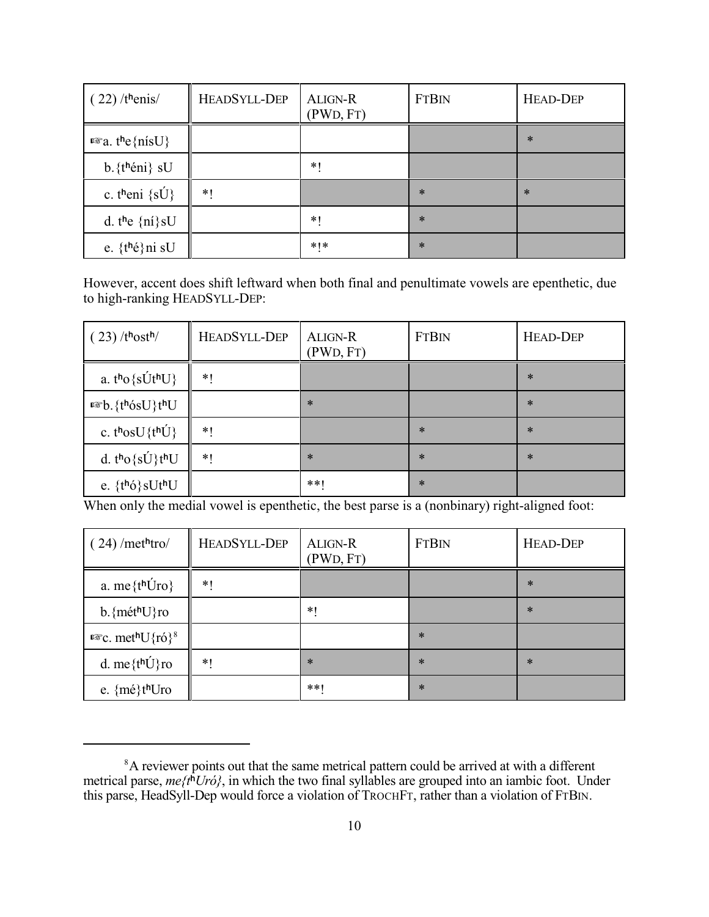| ( 22) /tʰenis/ | HEADSYLL-DEP | ALIGN-R (PWD, FT) | FTBIN | HEAD-DEP |
|---|---|---|---|---|
| ☞a. tʰe{nísU} | | | | * |
| b.{tʰéni} sU | | *! | | |
| c. tʰeni {sÚ} | *! | | * | * |
| d. tʰe {ní}sU | | *! | * | |
| e. {tʰé}ni sU | | *!* | * | |

However, accent does shift leftward when both final and penultimate vowels are epenthetic, due to high-ranking HEADSYLL-DEP:

| ( 23) /tʰostʰ/ | HEADSYLL-DEP | ALIGN-R (PWD, FT) | FTBIN | HEAD-DEP |
|---|---|---|---|---|
| a. tʰo{sÚtʰU} | *! | | | * |
| ☞b.{tʰósU}tʰU | | * | | * |
| c. tʰosU{tʰÚ} | *! | | * | * |
| d. tʰo{sÚ}tʰU | *! | * | * | * |
| e. {tʰó}sUtʰU | | **! | * | |

When only the medial vowel is epenthetic, the best parse is a (nonbinary) right-aligned foot:

| ( 24) /metʰro/ | HEADSYLL-DEP | ALIGN-R (PWD, FT) | FTBIN | HEAD-DEP |
|---|---|---|---|---|
| a. me{tʰÚro} | *! | | | * |
| b.{métʰU}ro | | *! | | * |
| ☞c. metʰU{ró}[8] | | | * | |
| d. me{tʰÚ}ro | *! | * | * | * |
| e. {mé}tʰUro | | **! | * | |

---

[8]A reviewer points out that the same metrical pattern could be arrived at with a different metrical parse, *me{tʰUró}*, in which the two final syllables are grouped into an iambic foot. Under this parse, HeadSyll-Dep would force a violation of TROCHFT, rather than a violation of FTBIN.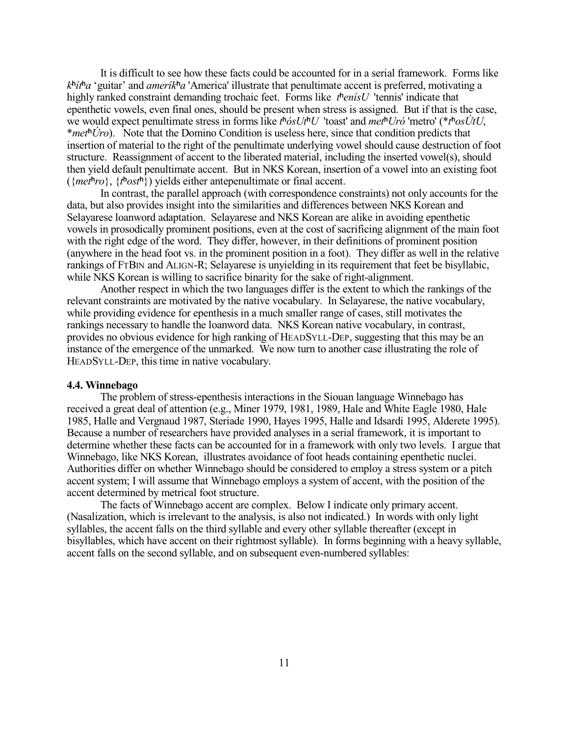It is difficult to see how these facts could be accounted for in a serial framework. Forms like *kʰítʰa* 'guitar' and *amerikʰa* 'America' illustrate that penultimate accent is preferred, motivating a highly ranked constraint demanding trochaic feet. Forms like *tʰenísU* 'tennis' indicate that epenthetic vowels, even final ones, should be present when stress is assigned. But if that is the case, we would expect penultimate stress in forms like *tʰósUtʰU* 'toast' and *metʰUró* 'metro' (\**tʰosÚtU*, \**metʰÚro*). Note that the Domino Condition is useless here, since that condition predicts that insertion of material to the right of the penultimate underlying vowel should cause destruction of foot structure. Reassignment of accent to the liberated material, including the inserted vowel(s), should then yield default penultimate accent. But in NKS Korean, insertion of a vowel into an existing foot ({*metʰro*}, {*tʰostʰ*}) yields either antepenultimate or final accent.

In contrast, the parallel approach (with correspondence constraints) not only accounts for the data, but also provides insight into the similarities and differences between NKS Korean and Selayarese loanword adaptation. Selayarese and NKS Korean are alike in avoiding epenthetic vowels in prosodically prominent positions, even at the cost of sacrificing alignment of the main foot with the right edge of the word. They differ, however, in their definitions of prominent position (anywhere in the head foot vs. in the prominent position in a foot). They differ as well in the relative rankings of FTBIN and ALIGN-R; Selayarese is unyielding in its requirement that feet be bisyllabic, while NKS Korean is willing to sacrifice binarity for the sake of right-alignment.

Another respect in which the two languages differ is the extent to which the rankings of the relevant constraints are motivated by the native vocabulary. In Selayarese, the native vocabulary, while providing evidence for epenthesis in a much smaller range of cases, still motivates the rankings necessary to handle the loanword data. NKS Korean native vocabulary, in contrast, provides no obvious evidence for high ranking of HEADSYLL-DEP, suggesting that this may be an instance of the emergence of the unmarked. We now turn to another case illustrating the role of HEADSYLL-DEP, this time in native vocabulary.

### 4.4. Winnebago

The problem of stress-epenthesis interactions in the Siouan language Winnebago has received a great deal of attention (e.g., Miner 1979, 1981, 1989, Hale and White Eagle 1980, Hale 1985, Halle and Vergnaud 1987, Steriade 1990, Hayes 1995, Halle and Idsardi 1995, Alderete 1995). Because a number of researchers have provided analyses in a serial framework, it is important to determine whether these facts can be accounted for in a framework with only two levels. I argue that Winnebago, like NKS Korean, illustrates avoidance of foot heads containing epenthetic nuclei. Authorities differ on whether Winnebago should be considered to employ a stress system or a pitch accent system; I will assume that Winnebago employs a system of accent, with the position of the accent determined by metrical foot structure.

The facts of Winnebago accent are complex. Below I indicate only primary accent. (Nasalization, which is irrelevant to the analysis, is also not indicated.) In words with only light syllables, the accent falls on the third syllable and every other syllable thereafter (except in bisyllables, which have accent on their rightmost syllable). In forms beginning with a heavy syllable, accent falls on the second syllable, and on subsequent even-numbered syllables: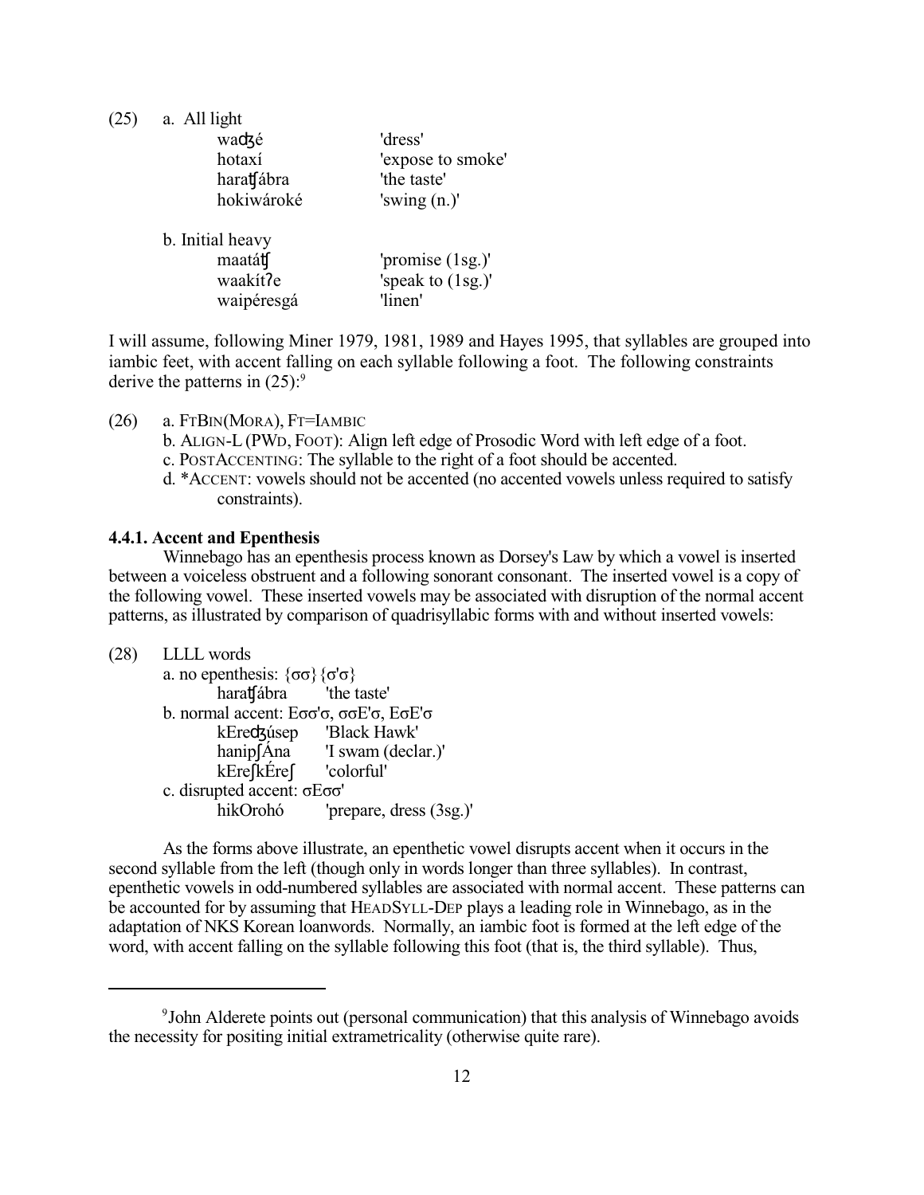(25) a. All light

| | |
|---|---|
| waʤé | 'dress' |
| hotaxí | 'expose to smoke' |
| haraʧábra | 'the taste' |
| hokiwároké | 'swing (n.)' |

b. Initial heavy

| | |
|---|---|
| maatáʧ | 'promise (1sg.)' |
| waakítʔe | 'speak to (1sg.)' |
| waipéresgá | 'linen' |

I will assume, following Miner 1979, 1981, 1989 and Hayes 1995, that syllables are grouped into iambic feet, with accent falling on each syllable following a foot. The following constraints derive the patterns in (25):[9]

(26) a. FTBIN(MORA), FT=IAMBIC
b. ALIGN-L (PWD, FOOT): Align left edge of Prosodic Word with left edge of a foot.
c. POSTACCENTING: The syllable to the right of a foot should be accented.
d. *ACCENT: vowels should not be accented (no accented vowels unless required to satisfy constraints).

#### 4.4.1. Accent and Epenthesis

Winnebago has an epenthesis process known as Dorsey's Law by which a vowel is inserted between a voiceless obstruent and a following sonorant consonant. The inserted vowel is a copy of the following vowel. These inserted vowels may be associated with disruption of the normal accent patterns, as illustrated by comparison of quadrisyllabic forms with and without inserted vowels:

(28) LLLL words

a. no epenthesis: {σσ}{σ'σ}

| | |
|---|---|
| haraʧábra | 'the taste' |

b. normal accent: Eσσ'σ, σσE'σ, EσE'σ

| | |
|---|---|
| kEreʤúsep | 'Black Hawk' |
| hanipʃÁna | 'I swam (declar.)' |
| kEreʃkÉreʃ | 'colorful' |

c. disrupted accent: σEσσ'

| | |
|---|---|
| hikOrohó | 'prepare, dress (3sg.)' |

As the forms above illustrate, an epenthetic vowel disrupts accent when it occurs in the second syllable from the left (though only in words longer than three syllables). In contrast, epenthetic vowels in odd-numbered syllables are associated with normal accent. These patterns can be accounted for by assuming that HEADSYLL-DEP plays a leading role in Winnebago, as in the adaptation of NKS Korean loanwords. Normally, an iambic foot is formed at the left edge of the word, with accent falling on the syllable following this foot (that is, the third syllable). Thus,

[9] John Alderete points out (personal communication) that this analysis of Winnebago avoids the necessity for positing initial extrametricality (otherwise quite rare).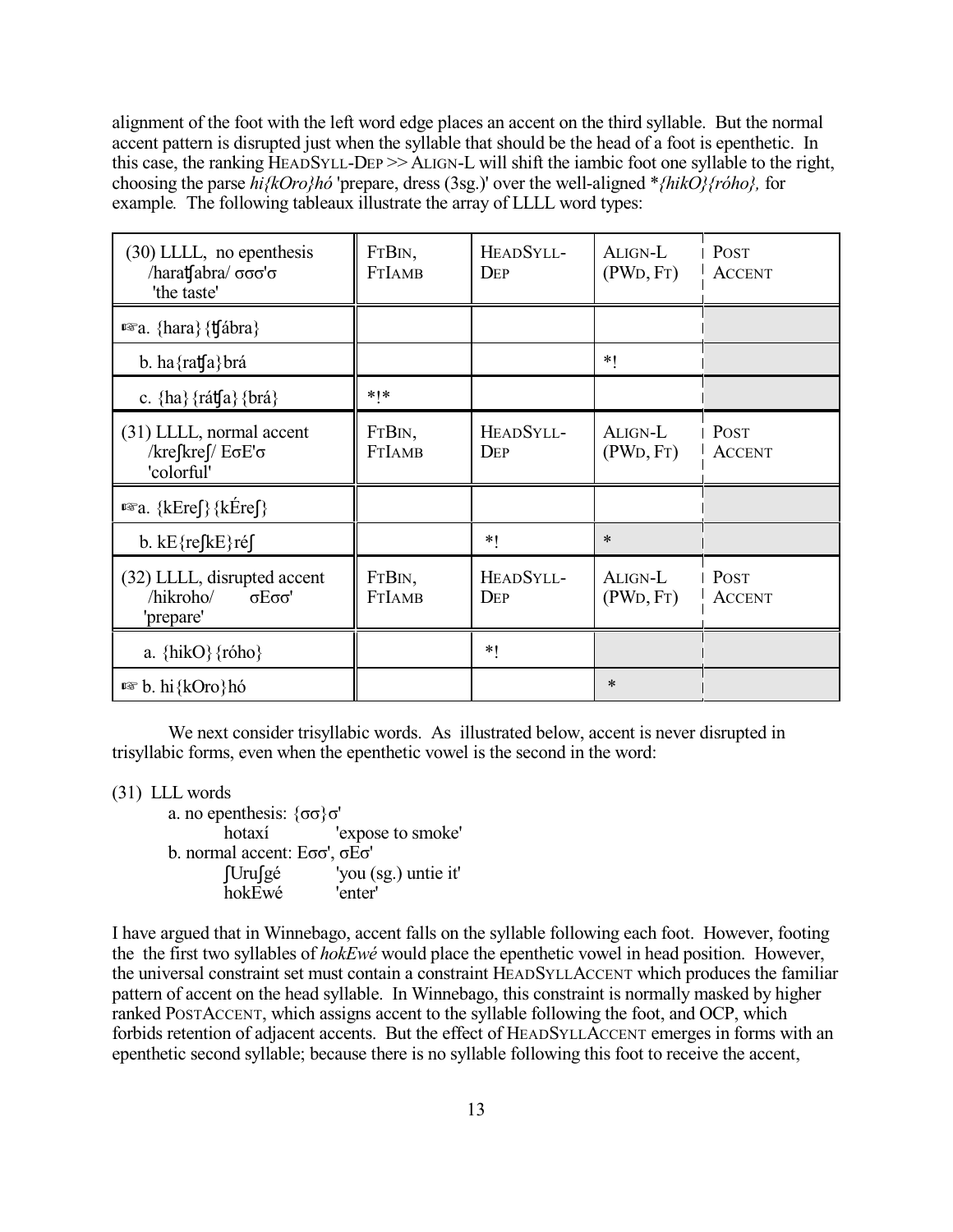alignment of the foot with the left word edge places an accent on the third syllable. But the normal accent pattern is disrupted just when the syllable that should be the head of a foot is epenthetic. In this case, the ranking HEADSYLL-DEP >> ALIGN-L will shift the iambic foot one syllable to the right, choosing the parse *hi{kOro}hó* 'prepare, dress (3sg.)' over the well-aligned \**{hikO}{róho},* for example. The following tableaux illustrate the array of LLLL word types:

| (30) LLLL, no epenthesis /haratʃabra/ σσσ'σ 'the taste' | FTBIN, FTIAMB | HEADSYLL-DEP | ALIGN-L (PWD, FT) | POST ACCENT |
|---|---|---|---|---|
| ☞a. {hara}{tʃábra} | | | | |
| b. ha{ratʃa}brá | | | *! | |
| c. {ha}{rátʃa}{brá} | *!* | | | |
| **(31) LLLL, normal accent /kreʃkreʃ/ EσE'σ 'colorful'** | **FTBIN, FTIAMB** | **HEADSYLL-DEP** | **ALIGN-L (PWD, FT)** | **POST ACCENT** |
| ☞a. {kEreʃ}{kÉreʃ} | | | | |
| b. kE{reʃkE}réʃ | | *! | * | |
| **(32) LLLL, disrupted accent /hikroho/ σEσσ' 'prepare'** | **FTBIN, FTIAMB** | **HEADSYLL-DEP** | **ALIGN-L (PWD, FT)** | **POST ACCENT** |
| a. {hikO}{róho} | | *! | | |
| ☞ b. hi{kOro}hó | | | * | |

We next consider trisyllabic words. As illustrated below, accent is never disrupted in trisyllabic forms, even when the epenthetic vowel is the second in the word:

(31) LLL words

a. no epenthesis: {σσ}σ'

hotaxí 'expose to smoke'

b. normal accent: Eσσ', σEσ'

ʃUruʃgé 'you (sg.) untie it'

hokEwé 'enter'

I have argued that in Winnebago, accent falls on the syllable following each foot. However, footing the the first two syllables of *hokEwé* would place the epenthetic vowel in head position. However, the universal constraint set must contain a constraint HEADSYLLACCENT which produces the familiar pattern of accent on the head syllable. In Winnebago, this constraint is normally masked by higher ranked POSTACCENT, which assigns accent to the syllable following the foot, and OCP, which forbids retention of adjacent accents. But the effect of HEADSYLLACCENT emerges in forms with an epenthetic second syllable; because there is no syllable following this foot to receive the accent,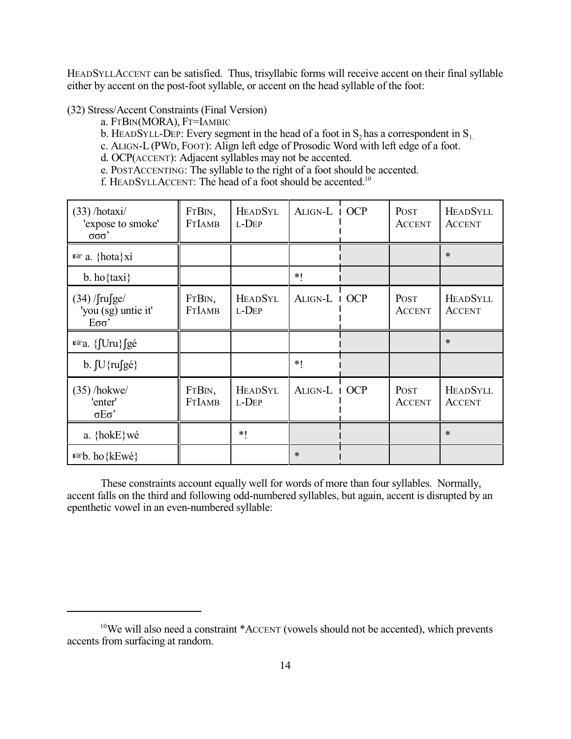HEADSYLLACCENT can be satisfied. Thus, trisyllabic forms will receive accent on their final syllable either by accent on the post-foot syllable, or accent on the head syllable of the foot:

(32) Stress/Accent Constraints (Final Version)

a. FTBIN(MORA), FT=IAMBIC

b. HEADSYLL-DEP: Every segment in the head of a foot in $S_2$ has a correspondent in $S_1$.

c. ALIGN-L (PWD, FOOT): Align left edge of Prosodic Word with left edge of a foot.

d. OCP(ACCENT): Adjacent syllables may not be accented.

e. POSTACCENTING: The syllable to the right of a foot should be accented.

f. HEADSYLLACCENT: The head of a foot should be accented.[10]

| (33) /hotaxi/ 'expose to smoke' σσσ' | FTBIN, FTIAMB | HEADSYLL-DEP | ALIGN-L | OCP | POST ACCENT | HEADSYLL ACCENT |
|---|---|---|---|---|---|---|
| ☞ a. {hota}xí | | | | | | * |
| b. ho{taxí} | | | *! | | | |

| (34) /ʃruʃge/ 'you (sg) untie it' Eσσ' | FTBIN, FTIAMB | HEADSYLL-DEP | ALIGN-L | OCP | POST ACCENT | HEADSYLL ACCENT |
|---|---|---|---|---|---|---|
| ☞a. {ʃUru}ʃgé | | | | | | * |
| b. ʃU{ruʃgé} | | | *! | | | |

| (35) /hokwe/ 'enter' σEσ' | FTBIN, FTIAMB | HEADSYLL-DEP | ALIGN-L | OCP | POST ACCENT | HEADSYLL ACCENT |
|---|---|---|---|---|---|---|
| a. {hokE}wé | | *! | | | | * |
| ☞b. ho{kEwé} | | | * | | | |

These constraints account equally well for words of more than four syllables. Normally, accent falls on the third and following odd-numbered syllables, but again, accent is disrupted by an epenthetic vowel in an even-numbered syllable:

[10] We will also need a constraint *ACCENT (vowels should not be accented), which prevents accents from surfacing at random.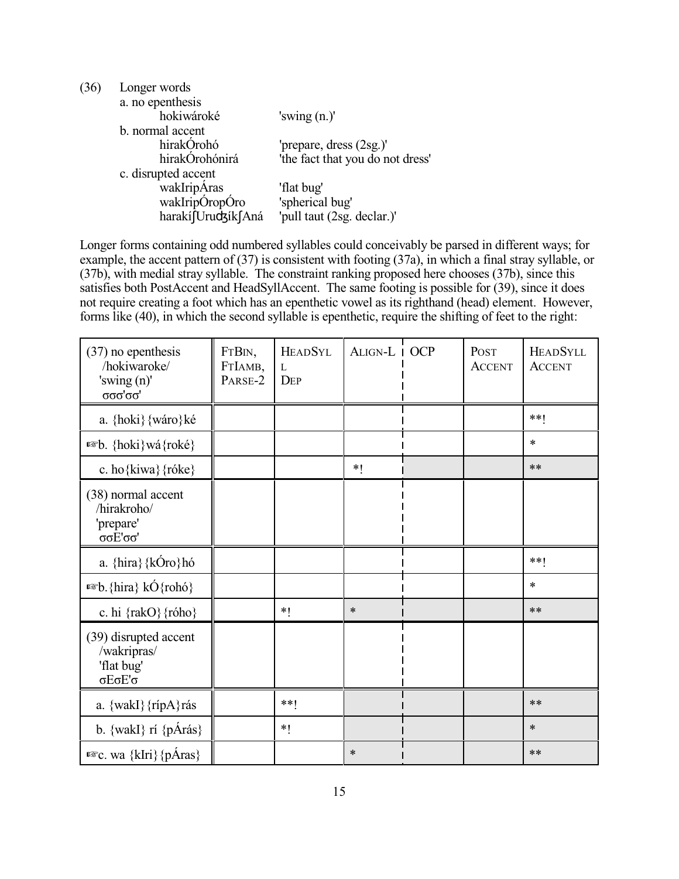(36) Longer words

a. no epenthesis

| | |
|---|---|
| hokiwároké | 'swing (n.)' |

b. normal accent

| | |
|---|---|
| hirakÓrohó | 'prepare, dress (2sg.)' |
| hirakÓrohónirá | 'the fact that you do not dress' |

c. disrupted accent

| | |
|---|---|
| wakIripÁras | 'flat bug' |
| wakIripÓropÓro | 'spherical bug' |
| harakíʃUruʤíkʃAná | 'pull taut (2sg. declar.)' |

Longer forms containing odd numbered syllables could conceivably be parsed in different ways; for example, the accent pattern of (37) is consistent with footing (37a), in which a final stray syllable, or (37b), with medial stray syllable. The constraint ranking proposed here chooses (37b), since this satisfies both PostAccent and HeadSyllAccent. The same footing is possible for (39), since it does not require creating a foot which has an epenthetic vowel as its righthand (head) element. However, forms like (40), in which the second syllable is epenthetic, require the shifting of feet to the right:

| (37) no epenthesis /hokiwaroke/ 'swing (n)' σσσ'σσ' | FtBin, FtIamb, Parse-2 | HeadSyll Dep | Align-L | OCP | Post Accent | HeadSyll Accent |
|---|---|---|---|---|---|---|
| a. {hoki}{wáro}ké | | | | | | **! |
| ☞b. {hoki}wá{roké} | | | | | | * |
| c. ho{kiwa}{róke} | | | *! | | | ** |
| **(38) normal accent /hirakroho/ 'prepare' σσE'σσ'** | | | | | | |
| a. {hira}{kÓro}hó | | | | | | **! |
| ☞b.{hira} kÓ{rohó} | | | | | | * |
| c. hi {rakO}{róho} | | *! | * | | | ** |
| **(39) disrupted accent /wakripras/ 'flat bug' σEσE'σ** | | | | | | |
| a. {wakI}{rípA}rás | | **! | | | | ** |
| b. {wakI} rí {pÁrás} | | *! | | | | * |
| ☞c. wa {kIri}{pÁras} | | | * | | | ** |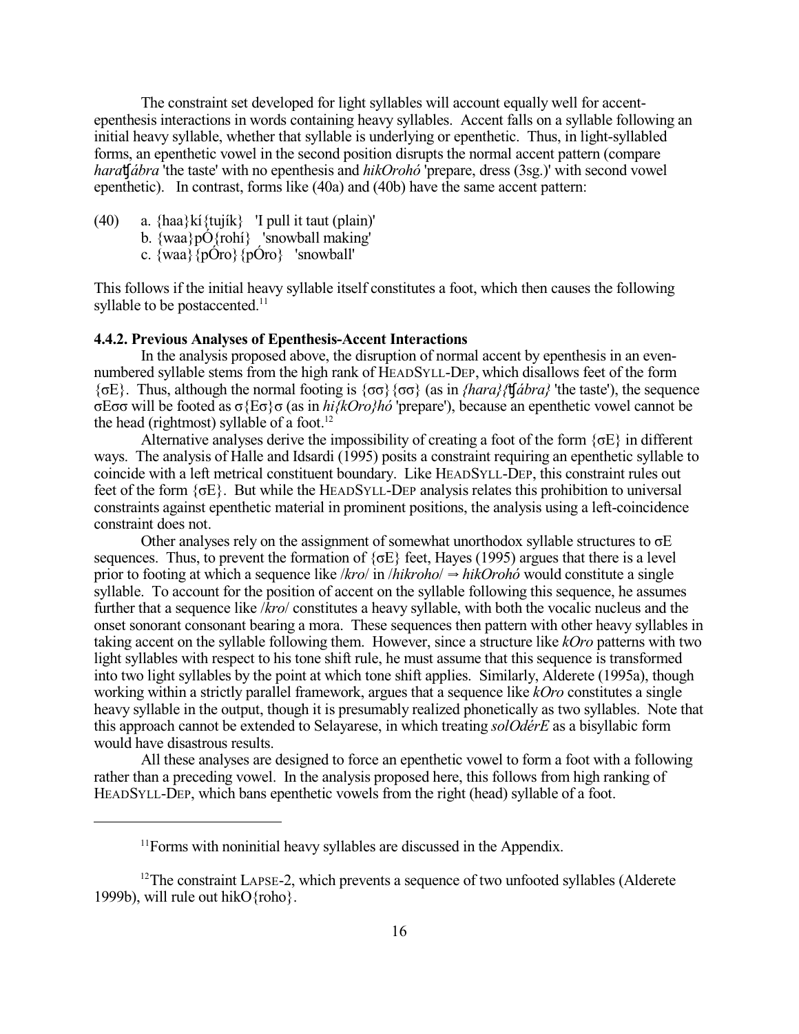The constraint set developed for light syllables will account equally well for accent-epenthesis interactions in words containing heavy syllables. Accent falls on a syllable following an initial heavy syllable, whether that syllable is underlying or epenthetic. Thus, in light-syllabled forms, an epenthetic vowel in the second position disrupts the normal accent pattern (compare *haraʧábra* 'the taste' with no epenthesis and *hikOrohó* 'prepare, dress (3sg.)' with second vowel epenthetic). In contrast, forms like (40a) and (40b) have the same accent pattern:

(40) a. {haa}kí{tujík} 'I pull it taut (plain)'
b. {waa}pÓ{rohí} 'snowball making'
c. {waa}{pÓro}{pÓro} 'snowball'

This follows if the initial heavy syllable itself constitutes a foot, which then causes the following syllable to be postaccented.[11]

#### 4.4.2. Previous Analyses of Epenthesis-Accent Interactions

In the analysis proposed above, the disruption of normal accent by epenthesis in an even-numbered syllable stems from the high rank of HEADSYLL-DEP, which disallows feet of the form {σE}. Thus, although the normal footing is {σσ}{σσ} (as in *{hara}{ʧábra}* 'the taste'), the sequence σEσσ will be footed as σ{Eσ}σ (as in *hi{kOro}hó* 'prepare'), because an epenthetic vowel cannot be the head (rightmost) syllable of a foot.[12]

Alternative analyses derive the impossibility of creating a foot of the form {σE} in different ways. The analysis of Halle and Idsardi (1995) posits a constraint requiring an epenthetic syllable to coincide with a left metrical constituent boundary. Like HEADSYLL-DEP, this constraint rules out feet of the form {σE}. But while the HEADSYLL-DEP analysis relates this prohibition to universal constraints against epenthetic material in prominent positions, the analysis using a left-coincidence constraint does not.

Other analyses rely on the assignment of somewhat unorthodox syllable structures to σE sequences. Thus, to prevent the formation of {σE} feet, Hayes (1995) argues that there is a level prior to footing at which a sequence like /*kro*/ in /*hikroho*/ ⇒ *hikOrohó* would constitute a single syllable. To account for the position of accent on the syllable following this sequence, he assumes further that a sequence like /*kro*/ constitutes a heavy syllable, with both the vocalic nucleus and the onset sonorant consonant bearing a mora. These sequences then pattern with other heavy syllables in taking accent on the syllable following them. However, since a structure like *kOro* patterns with two light syllables with respect to his tone shift rule, he must assume that this sequence is transformed into two light syllables by the point at which tone shift applies. Similarly, Alderete (1995a), though working within a strictly parallel framework, argues that a sequence like *kOro* constitutes a single heavy syllable in the output, though it is presumably realized phonetically as two syllables. Note that this approach cannot be extended to Selayarese, in which treating *solOdérE* as a bisyllabic form would have disastrous results.

All these analyses are designed to force an epenthetic vowel to form a foot with a following rather than a preceding vowel. In the analysis proposed here, this follows from high ranking of HEADSYLL-DEP, which bans epenthetic vowels from the right (head) syllable of a foot.

---

[11] Forms with noninitial heavy syllables are discussed in the Appendix.

[12] The constraint LAPSE-2, which prevents a sequence of two unfooted syllables (Alderete 1999b), will rule out hikO{roho}.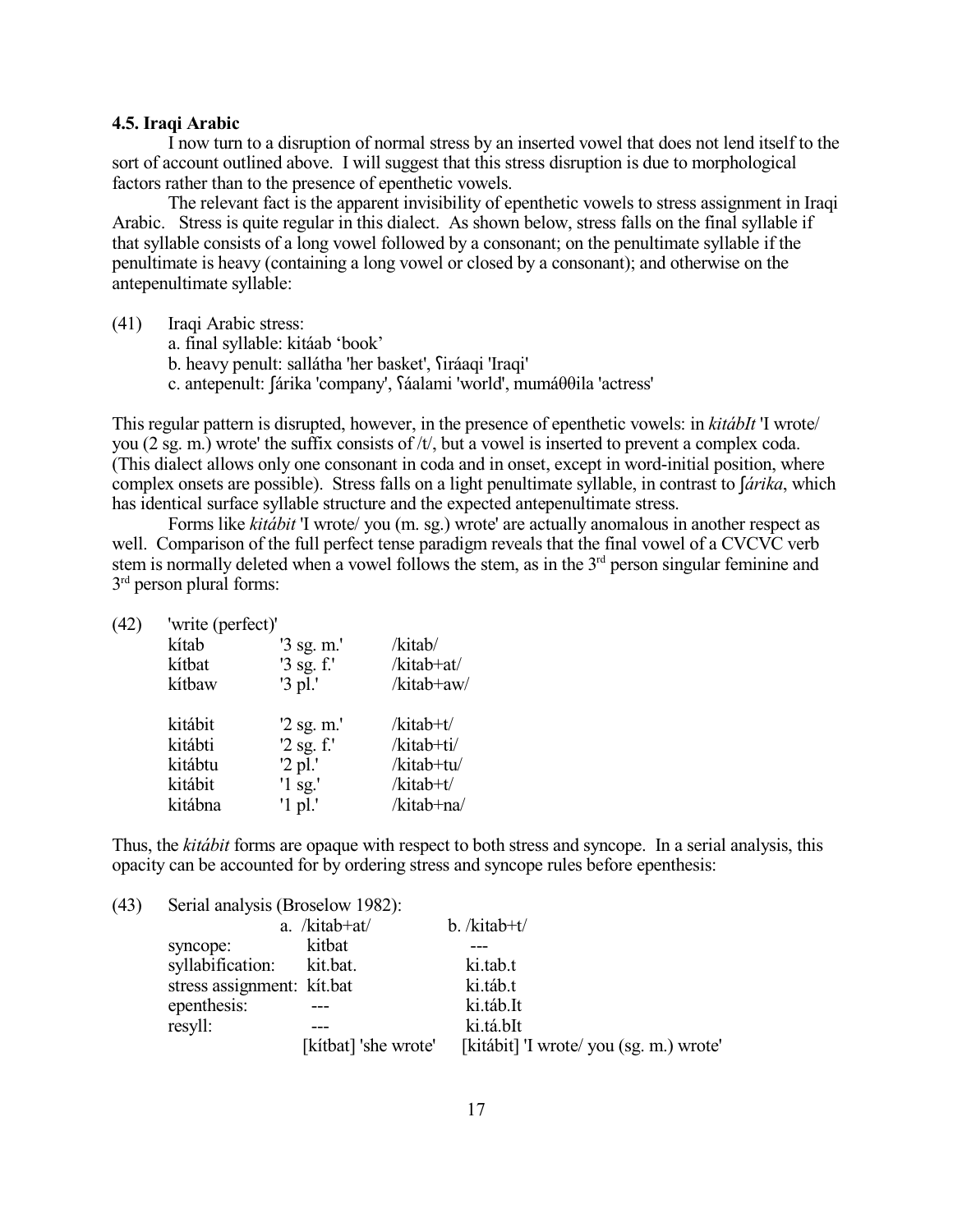### 4.5. Iraqi Arabic

I now turn to a disruption of normal stress by an inserted vowel that does not lend itself to the sort of account outlined above. I will suggest that this stress disruption is due to morphological factors rather than to the presence of epenthetic vowels.

The relevant fact is the apparent invisibility of epenthetic vowels to stress assignment in Iraqi Arabic. Stress is quite regular in this dialect. As shown below, stress falls on the final syllable if that syllable consists of a long vowel followed by a consonant; on the penultimate syllable if the penultimate is heavy (containing a long vowel or closed by a consonant); and otherwise on the antepenultimate syllable:

(41) Iraqi Arabic stress:
- a. final syllable: kitáab 'book'
- b. heavy penult: sallátha 'her basket', ʕiráaqi 'Iraqi'
- c. antepenult: ʃárika 'company', ʕáalami 'world', mumáθθila 'actress'

This regular pattern is disrupted, however, in the presence of epenthetic vowels: in *kitábIt* 'I wrote/ you (2 sg. m.) wrote' the suffix consists of /t/, but a vowel is inserted to prevent a complex coda. (This dialect allows only one consonant in coda and in onset, except in word-initial position, where complex onsets are possible). Stress falls on a light penultimate syllable, in contrast to *ʃárika*, which has identical surface syllable structure and the expected antepenultimate stress.

Forms like *kitábit* 'I wrote/ you (m. sg.) wrote' are actually anomalous in another respect as well. Comparison of the full perfect tense paradigm reveals that the final vowel of a CVCVC verb stem is normally deleted when a vowel follows the stem, as in the 3rd person singular feminine and 3rd person plural forms:

(42) 'write (perfect)'

| | | |
|---|---|---|
| kítab | '3 sg. m.' | /kitab/ |
| kítbat | '3 sg. f.' | /kitab+at/ |
| kítbaw | '3 pl.' | /kitab+aw/ |
| | | |
| kitábit | '2 sg. m.' | /kitab+t/ |
| kitábti | '2 sg. f.' | /kitab+ti/ |
| kitábtu | '2 pl.' | /kitab+tu/ |
| kitábit | '1 sg.' | /kitab+t/ |
| kitábna | '1 pl.' | /kitab+na/ |

Thus, the *kitábit* forms are opaque with respect to both stress and syncope. In a serial analysis, this opacity can be accounted for by ordering stress and syncope rules before epenthesis:

(43) Serial analysis (Broselow 1982):

| | a. /kitab+at/ | b. /kitab+t/ |
|---|---|---|
| syncope: | kitbat | --- |
| syllabification: | kit.bat. | ki.tab.t |
| stress assignment: | kít.bat | ki.táb.t |
| epenthesis: | --- | ki.táb.It |
| resyll: | --- | ki.tá.bIt |
| | [kítbat] 'she wrote' | [kitábit] 'I wrote/ you (sg. m.) wrote' |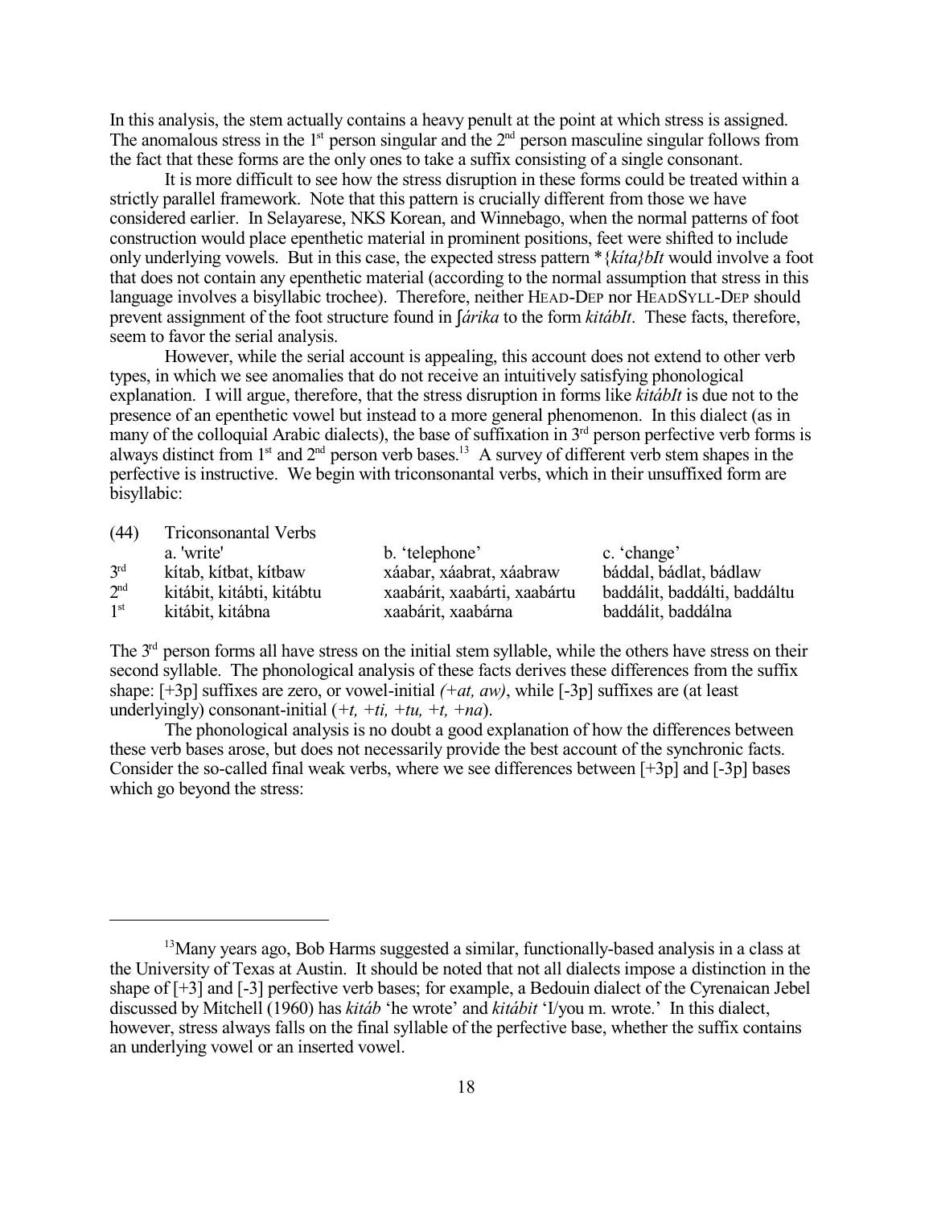In this analysis, the stem actually contains a heavy penult at the point at which stress is assigned. The anomalous stress in the 1st person singular and the 2nd person masculine singular follows from the fact that these forms are the only ones to take a suffix consisting of a single consonant.

It is more difficult to see how the stress disruption in these forms could be treated within a strictly parallel framework. Note that this pattern is crucially different from those we have considered earlier. In Selayarese, NKS Korean, and Winnebago, when the normal patterns of foot construction would place epenthetic material in prominent positions, feet were shifted to include only underlying vowels. But in this case, the expected stress pattern *{*kíta}bIt* would involve a foot that does not contain any epenthetic material (according to the normal assumption that stress in this language involves a bisyllabic trochee). Therefore, neither HEAD-DEP nor HEADSYLL-DEP should prevent assignment of the foot structure found in *ʃárika* to the form *kitábIt*. These facts, therefore, seem to favor the serial analysis.

However, while the serial account is appealing, this account does not extend to other verb types, in which we see anomalies that do not receive an intuitively satisfying phonological explanation. I will argue, therefore, that the stress disruption in forms like *kitábIt* is due not to the presence of an epenthetic vowel but instead to a more general phenomenon. In this dialect (as in many of the colloquial Arabic dialects), the base of suffixation in 3rd person perfective verb forms is always distinct from 1st and 2nd person verb bases.[13] A survey of different verb stem shapes in the perfective is instructive. We begin with triconsonantal verbs, which in their unsuffixed form are bisyllabic:

(44) Triconsonantal Verbs

| | a. 'write' | b. 'telephone' | c. 'change' |
|---|---|---|---|
| 3rd | kítab, kítbat, kítbaw | xáabar, xáabrat, xáabraw | báddal, bádlat, bádlaw |
| 2nd | kitábit, kitábti, kitábtu | xaabárit, xaabárti, xaabártu | baddálit, baddálti, baddáltu |
| 1st | kitábit, kitábna | xaabárit, xaabárna | baddálit, baddálna |

The 3rd person forms all have stress on the initial stem syllable, while the others have stress on their second syllable. The phonological analysis of these facts derives these differences from the suffix shape: [+3p] suffixes are zero, or vowel-initial *(+at, aw)*, while [-3p] suffixes are (at least underlyingly) consonant-initial (*+t, +ti, +tu, +t, +na*).

The phonological analysis is no doubt a good explanation of how the differences between these verb bases arose, but does not necessarily provide the best account of the synchronic facts. Consider the so-called final weak verbs, where we see differences between [+3p] and [-3p] bases which go beyond the stress:

---

[13] Many years ago, Bob Harms suggested a similar, functionally-based analysis in a class at the University of Texas at Austin. It should be noted that not all dialects impose a distinction in the shape of [+3] and [-3] perfective verb bases; for example, a Bedouin dialect of the Cyrenaican Jebel discussed by Mitchell (1960) has *kitáb* 'he wrote' and *kitábit* 'I/you m. wrote.' In this dialect, however, stress always falls on the final syllable of the perfective base, whether the suffix contains an underlying vowel or an inserted vowel.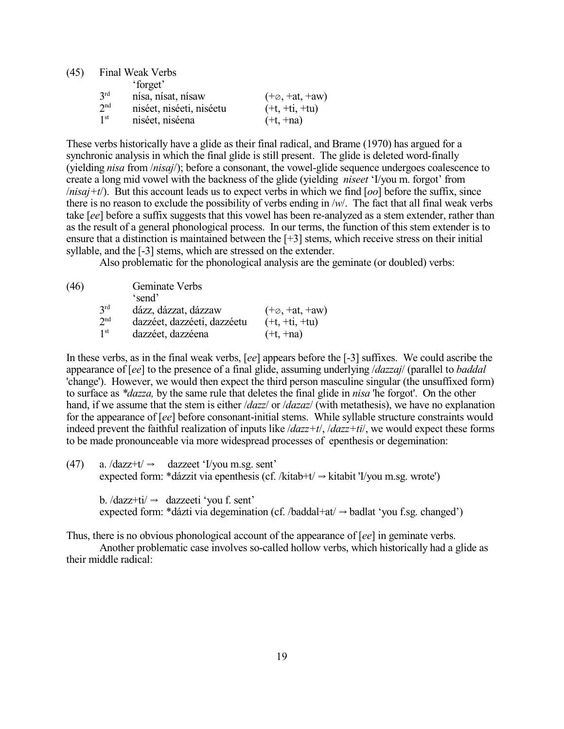(45) Final Weak Verbs

| | 'forget' | |
|---|---|---|
| 3rd | nísa, nísat, nísaw | (+∅, +at, +aw) |
| 2nd | niséet, niséeti, niséetu | (+t, +ti, +tu) |
| 1st | niséet, niséena | (+t, +na) |

These verbs historically have a glide as their final radical, and Brame (1970) has argued for a synchronic analysis in which the final glide is still present. The glide is deleted word-finally (yielding *nisa* from /*nisaj*/); before a consonant, the vowel-glide sequence undergoes coalescence to create a long mid vowel with the backness of the glide (yielding *niseet* 'I/you m. forgot' from /*nisaj+t*/). But this account leads us to expect verbs in which we find [*oo*] before the suffix, since there is no reason to exclude the possibility of verbs ending in /*w*/. The fact that all final weak verbs take [*ee*] before a suffix suggests that this vowel has been re-analyzed as a stem extender, rather than as the result of a general phonological process. In our terms, the function of this stem extender is to ensure that a distinction is maintained between the [+3] stems, which receive stress on their initial syllable, and the [-3] stems, which are stressed on the extender.

Also problematic for the phonological analysis are the geminate (or doubled) verbs:

(46) Geminate Verbs

| | 'send' | |
|---|---|---|
| 3rd | dázz, dázzat, dázzaw | (+∅, +at, +aw) |
| 2nd | dazzéet, dazzéeti, dazzéetu | (+t, +ti, +tu) |
| 1st | dazzéet, dazzéena | (+t, +na) |

In these verbs, as in the final weak verbs, [*ee*] appears before the [-3] suffixes. We could ascribe the appearance of [*ee*] to the presence of a final glide, assuming underlying /*dazzaj*/ (parallel to *baddal* 'change'). However, we would then expect the third person masculine singular (the unsuffixed form) to surface as *\*dazza,* by the same rule that deletes the final glide in *nisa* 'he forgot'. On the other hand, if we assume that the stem is either /*dazz*/ or /*dazaz*/ (with metathesis), we have no explanation for the appearance of [*ee*] before consonant-initial stems. While syllable structure constraints would indeed prevent the faithful realization of inputs like /*dazz+t*/, /*dazz+ti*/, we would expect these forms to be made pronounceable via more widespread processes of epenthesis or degemination:

(47) a. /dazz+t/ ⇒ dazzeet 'I/you m.sg. sent'
expected form: \*dázzit via epenthesis (cf. /kitab+t/ ⇒ kitabit 'I/you m.sg. wrote')

b. /dazz+ti/ ⇒ dazzeeti 'you f. sent'
expected form: \*dázti via degemination (cf. /baddal+at/ ⇒ badlat 'you f.sg. changed')

Thus, there is no obvious phonological account of the appearance of [*ee*] in geminate verbs.

Another problematic case involves so-called hollow verbs, which historically had a glide as their middle radical: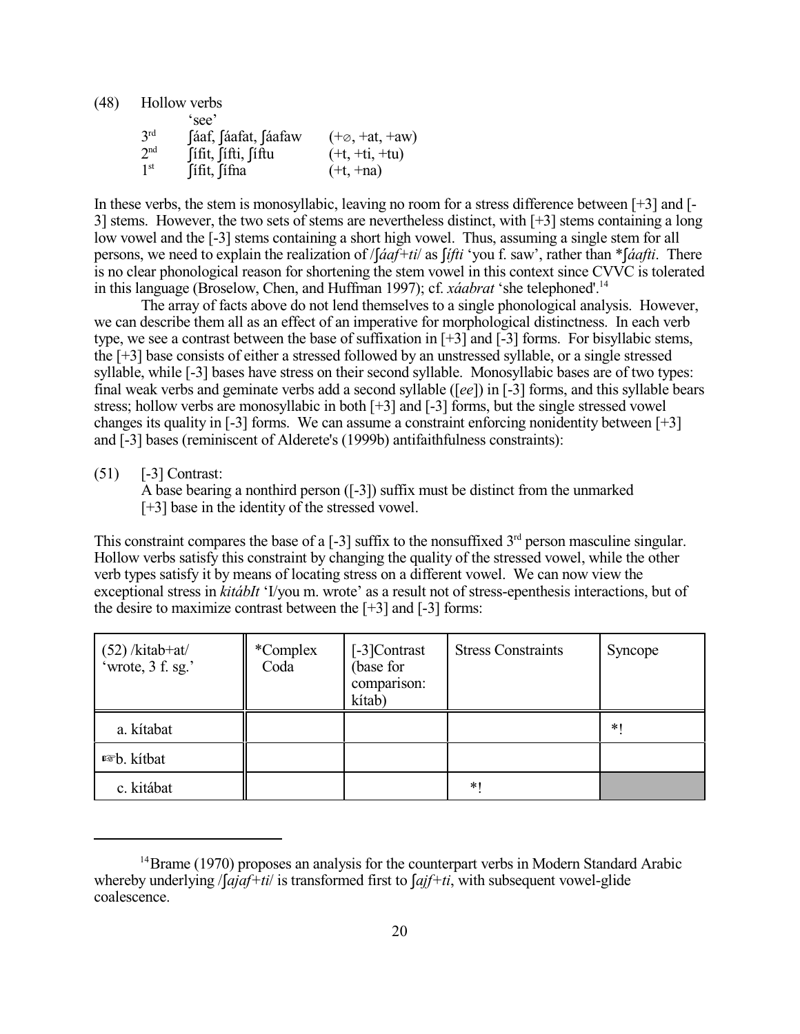(48) Hollow verbs

| | 'see' | |
|---|---|---|
| 3rd | ʃáaf, ʃáafat, ʃáafaw | (+∅, +at, +aw) |
| 2nd | ʃífit, ʃífti, ʃíftu | (+t, +ti, +tu) |
| 1st | ʃífit, ʃífna | (+t, +na) |

In these verbs, the stem is monosyllabic, leaving no room for a stress difference between [+3] and [-3] stems. However, the two sets of stems are nevertheless distinct, with [+3] stems containing a long low vowel and the [-3] stems containing a short high vowel. Thus, assuming a single stem for all persons, we need to explain the realization of /*ʃáaf+ti*/ as *ʃífti* 'you f. saw', rather than \**ʃáafti*. There is no clear phonological reason for shortening the stem vowel in this context since CVVC is tolerated in this language (Broselow, Chen, and Huffman 1997); cf. *xáabrat* 'she telephoned'.[14]

The array of facts above do not lend themselves to a single phonological analysis. However, we can describe them all as an effect of an imperative for morphological distinctness. In each verb type, we see a contrast between the base of suffixation in [+3] and [-3] forms. For bisyllabic stems, the [+3] base consists of either a stressed followed by an unstressed syllable, or a single stressed syllable, while [-3] bases have stress on their second syllable. Monosyllabic bases are of two types: final weak verbs and geminate verbs add a second syllable ([*ee*]) in [-3] forms, and this syllable bears stress; hollow verbs are monosyllabic in both [+3] and [-3] forms, but the single stressed vowel changes its quality in [-3] forms. We can assume a constraint enforcing nonidentity between [+3] and [-3] bases (reminiscent of Alderete's (1999b) antifaithfulness constraints):

(51) [-3] Contrast:
A base bearing a nonthird person ([-3]) suffix must be distinct from the unmarked [+3] base in the identity of the stressed vowel.

This constraint compares the base of a [-3] suffix to the nonsuffixed 3rd person masculine singular. Hollow verbs satisfy this constraint by changing the quality of the stressed vowel, while the other verb types satisfy it by means of locating stress on a different vowel. We can now view the exceptional stress in *kitábIt* 'I/you m. wrote' as a result not of stress-epenthesis interactions, but of the desire to maximize contrast between the [+3] and [-3] forms:

| (52) /kitab+at/ 'wrote, 3 f. sg.' | *Complex Coda | [-3]Contrast (base for comparison: kítab) | Stress Constraints | Syncope |
|---|---|---|---|---|
| a. kítabat | | | | *! |
| ☞b. kítbat | | | | |
| c. kitábat | | | *! | |

[14] Brame (1970) proposes an analysis for the counterpart verbs in Modern Standard Arabic whereby underlying /*ʃajaf+ti*/ is transformed first to *ʃajf+ti*, with subsequent vowel-glide coalescence.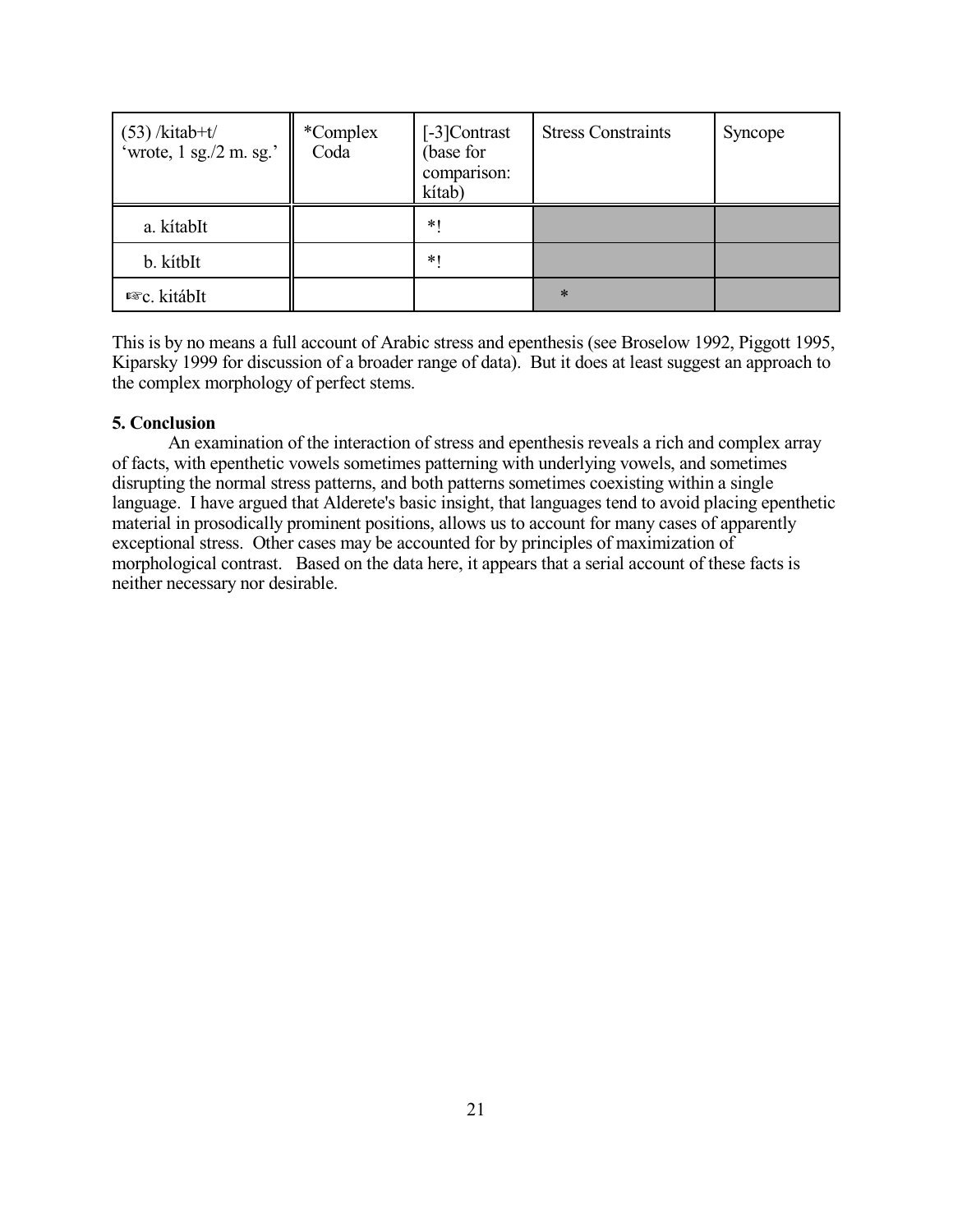| (53) /kitab+t/ 'wrote, 1 sg./2 m. sg.' | *Complex Coda | [-3]Contrast (base for comparison: kítab) | Stress Constraints | Syncope |
|---|---|---|---|---|
| a. kítabIt | | *! | | |
| b. kítbIt | | *! | | |
| ☞c. kitábIt | | | * | |

This is by no means a full account of Arabic stress and epenthesis (see Broselow 1992, Piggott 1995, Kiparsky 1999 for discussion of a broader range of data). But it does at least suggest an approach to the complex morphology of perfect stems.

**5. Conclusion**

An examination of the interaction of stress and epenthesis reveals a rich and complex array of facts, with epenthetic vowels sometimes patterning with underlying vowels, and sometimes disrupting the normal stress patterns, and both patterns sometimes coexisting within a single language. I have argued that Alderete's basic insight, that languages tend to avoid placing epenthetic material in prosodically prominent positions, allows us to account for many cases of apparently exceptional stress. Other cases may be accounted for by principles of maximization of morphological contrast. Based on the data here, it appears that a serial account of these facts is neither necessary nor desirable.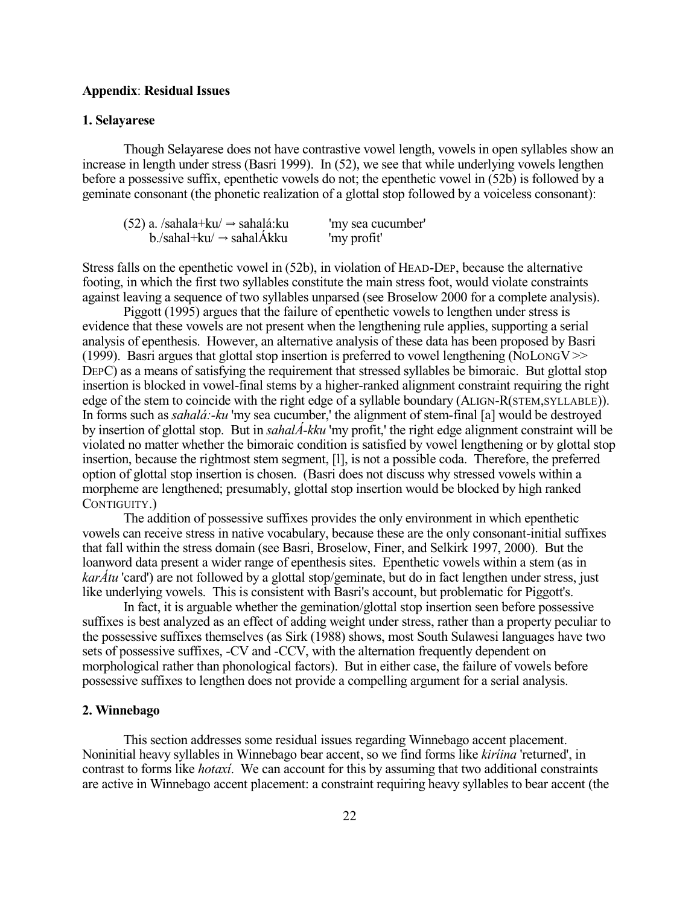**Appendix**: **Residual Issues**

**1. Selayarese**

Though Selayarese does not have contrastive vowel length, vowels in open syllables show an increase in length under stress (Basri 1999). In (52), we see that while underlying vowels lengthen before a possessive suffix, epenthetic vowels do not; the epenthetic vowel in (52b) is followed by a geminate consonant (the phonetic realization of a glottal stop followed by a voiceless consonant):

(52) a. /sahala+ku/ ⇒ sahalá:ku 'my sea cucumber'
     b./sahal+ku/ ⇒ sahalÁkku 'my profit'

Stress falls on the epenthetic vowel in (52b), in violation of HEAD-DEP, because the alternative footing, in which the first two syllables constitute the main stress foot, would violate constraints against leaving a sequence of two syllables unparsed (see Broselow 2000 for a complete analysis).

Piggott (1995) argues that the failure of epenthetic vowels to lengthen under stress is evidence that these vowels are not present when the lengthening rule applies, supporting a serial analysis of epenthesis. However, an alternative analysis of these data has been proposed by Basri (1999). Basri argues that glottal stop insertion is preferred to vowel lengthening (NOLONGV >> DEPC) as a means of satisfying the requirement that stressed syllables be bimoraic. But glottal stop insertion is blocked in vowel-final stems by a higher-ranked alignment constraint requiring the right edge of the stem to coincide with the right edge of a syllable boundary (ALIGN-R(STEM,SYLLABLE)). In forms such as *sahalá:-ku* 'my sea cucumber,' the alignment of stem-final [a] would be destroyed by insertion of glottal stop. But in *sahalÁ-kku* 'my profit,' the right edge alignment constraint will be violated no matter whether the bimoraic condition is satisfied by vowel lengthening or by glottal stop insertion, because the rightmost stem segment, [l], is not a possible coda. Therefore, the preferred option of glottal stop insertion is chosen. (Basri does not discuss why stressed vowels within a morpheme are lengthened; presumably, glottal stop insertion would be blocked by high ranked CONTIGUITY.)

The addition of possessive suffixes provides the only environment in which epenthetic vowels can receive stress in native vocabulary, because these are the only consonant-initial suffixes that fall within the stress domain (see Basri, Broselow, Finer, and Selkirk 1997, 2000). But the loanword data present a wider range of epenthesis sites. Epenthetic vowels within a stem (as in *karÁtu* 'card') are not followed by a glottal stop/geminate, but do in fact lengthen under stress, just like underlying vowels. This is consistent with Basri's account, but problematic for Piggott's.

In fact, it is arguable whether the gemination/glottal stop insertion seen before possessive suffixes is best analyzed as an effect of adding weight under stress, rather than a property peculiar to the possessive suffixes themselves (as Sirk (1988) shows, most South Sulawesi languages have two sets of possessive suffixes, -CV and -CCV, with the alternation frequently dependent on morphological rather than phonological factors). But in either case, the failure of vowels before possessive suffixes to lengthen does not provide a compelling argument for a serial analysis.

**2. Winnebago**

This section addresses some residual issues regarding Winnebago accent placement. Noninitial heavy syllables in Winnebago bear accent, so we find forms like *kiríina* 'returned', in contrast to forms like *hotaxí*. We can account for this by assuming that two additional constraints are active in Winnebago accent placement: a constraint requiring heavy syllables to bear accent (the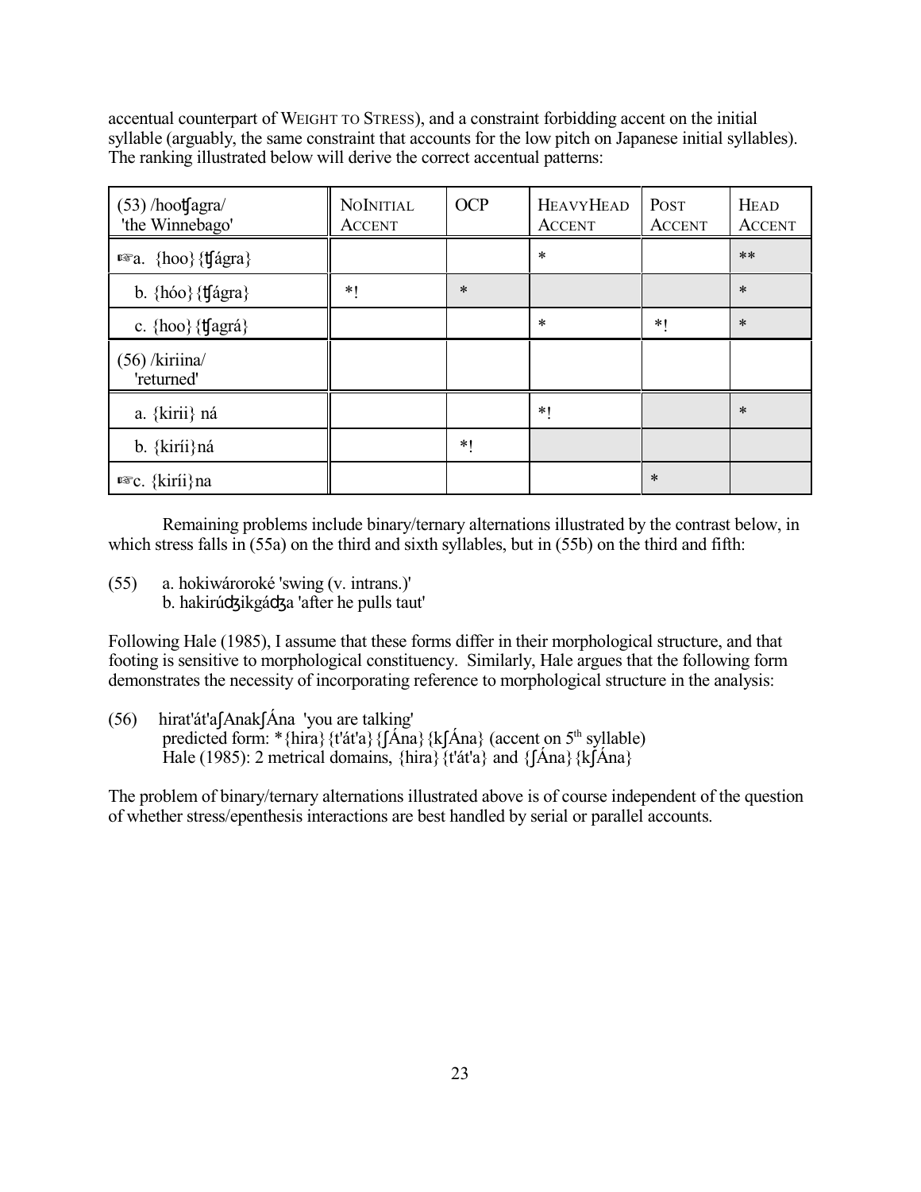accentual counterpart of WEIGHT TO STRESS), and a constraint forbidding accent on the initial syllable (arguably, the same constraint that accounts for the low pitch on Japanese initial syllables). The ranking illustrated below will derive the correct accentual patterns:

| (53) /hooʧagra/ 'the Winnebago' | NOINITIAL ACCENT | OCP | HEAVYHEAD ACCENT | POST ACCENT | HEAD ACCENT |
|---|---|---|---|---|---|
| ☞a. {hoo}{ʧágra} | | | * | | ** |
| b. {hóo}{ʧágra} | *! | * | | | * |
| c. {hoo}{ʧagrá} | | | * | *! | * |
| (56) /kiriina/ 'returned' | | | | | |
| a. {kirii} ná | | | *! | | * |
| b. {kiríi}ná | | *! | | | |
| ☞c. {kiríi}na | | | | * | |

Remaining problems include binary/ternary alternations illustrated by the contrast below, in which stress falls in (55a) on the third and sixth syllables, but in (55b) on the third and fifth:

(55) a. hokiwároroké 'swing (v. intrans.)'
b. hakirúʤikgáʤa 'after he pulls taut'

Following Hale (1985), I assume that these forms differ in their morphological structure, and that footing is sensitive to morphological constituency. Similarly, Hale argues that the following form demonstrates the necessity of incorporating reference to morphological structure in the analysis:

(56) hirat'át'aʃAnakʃÁna 'you are talking'
predicted form: *{hira}{t'át'a}{ʃÁna}{kʃÁna} (accent on 5th syllable)
Hale (1985): 2 metrical domains, {hira}{t'át'a} and {ʃÁna}{kʃÁna}

The problem of binary/ternary alternations illustrated above is of course independent of the question of whether stress/epenthesis interactions are best handled by serial or parallel accounts.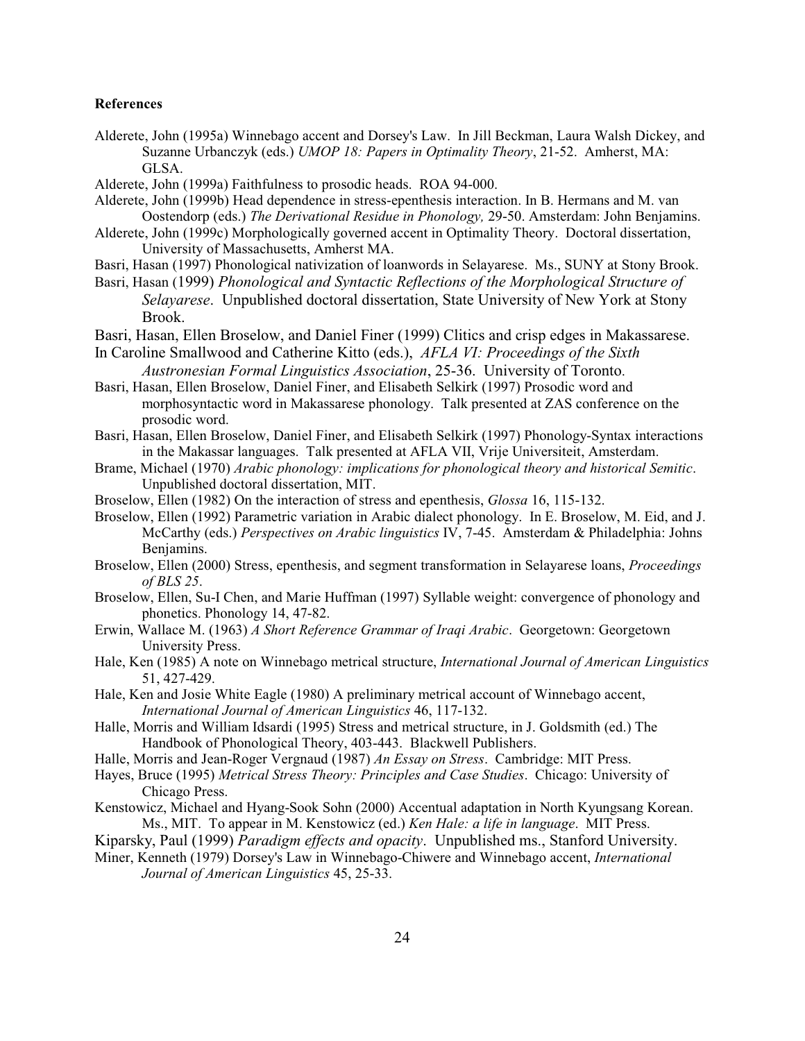**References**

Alderete, John (1995a) Winnebago accent and Dorsey's Law. In Jill Beckman, Laura Walsh Dickey, and Suzanne Urbanczyk (eds.) *UMOP 18: Papers in Optimality Theory*, 21-52. Amherst, MA: GLSA.

Alderete, John (1999a) Faithfulness to prosodic heads. ROA 94-000.

Alderete, John (1999b) Head dependence in stress-epenthesis interaction. In B. Hermans and M. van Oostendorp (eds.) *The Derivational Residue in Phonology,* 29-50. Amsterdam: John Benjamins.

Alderete, John (1999c) Morphologically governed accent in Optimality Theory. Doctoral dissertation, University of Massachusetts, Amherst MA.

Basri, Hasan (1997) Phonological nativization of loanwords in Selayarese. Ms., SUNY at Stony Brook.

Basri, Hasan (1999) *Phonological and Syntactic Reflections of the Morphological Structure of Selayarese*. Unpublished doctoral dissertation, State University of New York at Stony Brook.

Basri, Hasan, Ellen Broselow, and Daniel Finer (1999) Clitics and crisp edges in Makassarese. In Caroline Smallwood and Catherine Kitto (eds.), *AFLA VI: Proceedings of the Sixth Austronesian Formal Linguistics Association*, 25-36. University of Toronto.

Basri, Hasan, Ellen Broselow, Daniel Finer, and Elisabeth Selkirk (1997) Prosodic word and morphosyntactic word in Makassarese phonology. Talk presented at ZAS conference on the prosodic word.

Basri, Hasan, Ellen Broselow, Daniel Finer, and Elisabeth Selkirk (1997) Phonology-Syntax interactions in the Makassar languages. Talk presented at AFLA VII, Vrije Universiteit, Amsterdam.

Brame, Michael (1970) *Arabic phonology: implications for phonological theory and historical Semitic*. Unpublished doctoral dissertation, MIT.

Broselow, Ellen (1982) On the interaction of stress and epenthesis, *Glossa* 16, 115-132.

Broselow, Ellen (1992) Parametric variation in Arabic dialect phonology. In E. Broselow, M. Eid, and J. McCarthy (eds.) *Perspectives on Arabic linguistics* IV, 7-45. Amsterdam & Philadelphia: Johns Benjamins.

Broselow, Ellen (2000) Stress, epenthesis, and segment transformation in Selayarese loans, *Proceedings of BLS 25*.

Broselow, Ellen, Su-I Chen, and Marie Huffman (1997) Syllable weight: convergence of phonology and phonetics. Phonology 14, 47-82.

Erwin, Wallace M. (1963) *A Short Reference Grammar of Iraqi Arabic*. Georgetown: Georgetown University Press.

Hale, Ken (1985) A note on Winnebago metrical structure, *International Journal of American Linguistics* 51, 427-429.

Hale, Ken and Josie White Eagle (1980) A preliminary metrical account of Winnebago accent, *International Journal of American Linguistics* 46, 117-132.

Halle, Morris and William Idsardi (1995) Stress and metrical structure, in J. Goldsmith (ed.) The Handbook of Phonological Theory, 403-443. Blackwell Publishers.

Halle, Morris and Jean-Roger Vergnaud (1987) *An Essay on Stress*. Cambridge: MIT Press.

Hayes, Bruce (1995) *Metrical Stress Theory: Principles and Case Studies*. Chicago: University of Chicago Press.

Kenstowicz, Michael and Hyang-Sook Sohn (2000) Accentual adaptation in North Kyungsang Korean. Ms., MIT. To appear in M. Kenstowicz (ed.) *Ken Hale: a life in language*. MIT Press.

Kiparsky, Paul (1999) *Paradigm effects and opacity*. Unpublished ms., Stanford University.

Miner, Kenneth (1979) Dorsey's Law in Winnebago-Chiwere and Winnebago accent, *International Journal of American Linguistics* 45, 25-33.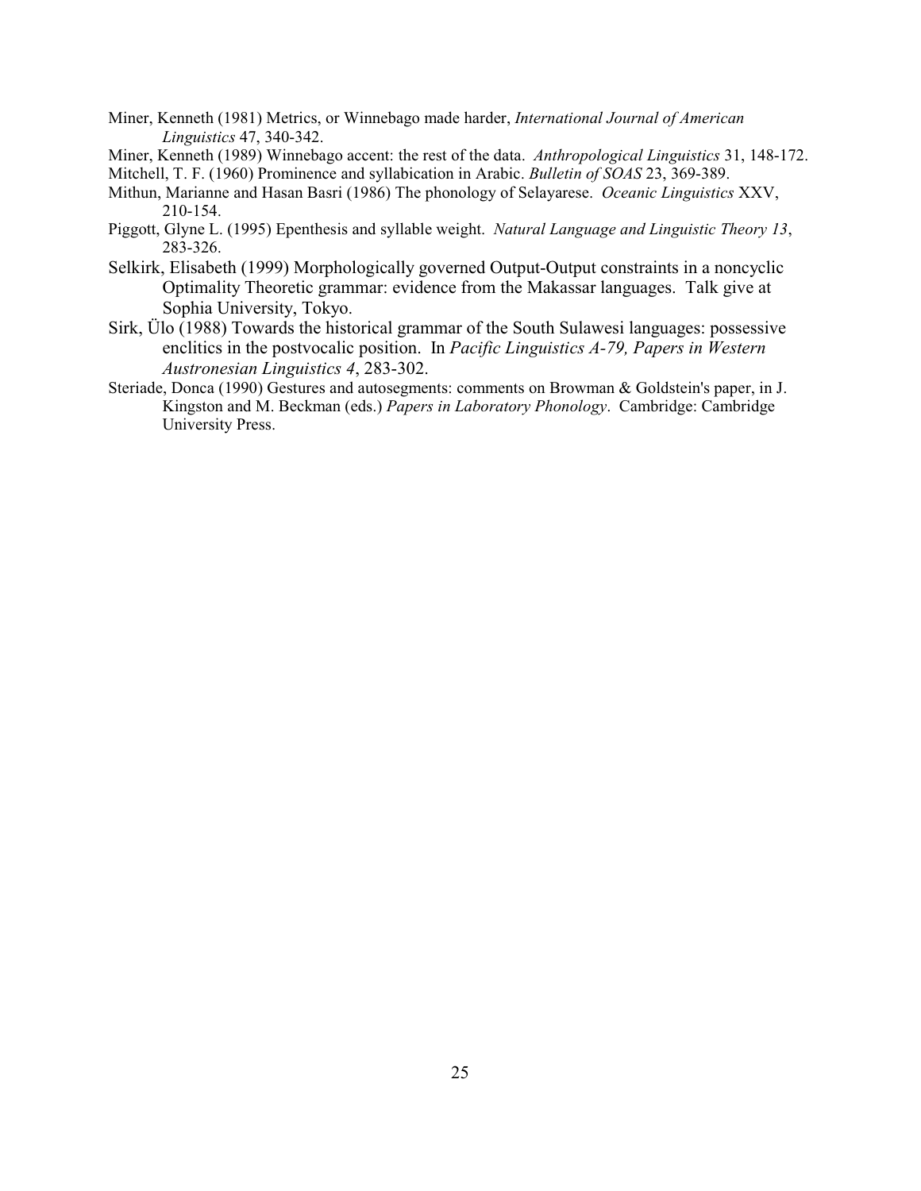Miner, Kenneth (1981) Metrics, or Winnebago made harder, *International Journal of American Linguistics* 47, 340-342.

Miner, Kenneth (1989) Winnebago accent: the rest of the data. *Anthropological Linguistics* 31, 148-172.

Mitchell, T. F. (1960) Prominence and syllabication in Arabic. *Bulletin of SOAS* 23, 369-389.

Mithun, Marianne and Hasan Basri (1986) The phonology of Selayarese. *Oceanic Linguistics* XXV, 210-154.

Piggott, Glyne L. (1995) Epenthesis and syllable weight. *Natural Language and Linguistic Theory 13*, 283-326.

Selkirk, Elisabeth (1999) Morphologically governed Output-Output constraints in a noncyclic Optimality Theoretic grammar: evidence from the Makassar languages. Talk give at Sophia University, Tokyo.

Sirk, Ülo (1988) Towards the historical grammar of the South Sulawesi languages: possessive enclitics in the postvocalic position. In *Pacific Linguistics A-79, Papers in Western Austronesian Linguistics 4*, 283-302.

Steriade, Donca (1990) Gestures and autosegments: comments on Browman & Goldstein's paper, in J. Kingston and M. Beckman (eds.) *Papers in Laboratory Phonology*. Cambridge: Cambridge University Press.